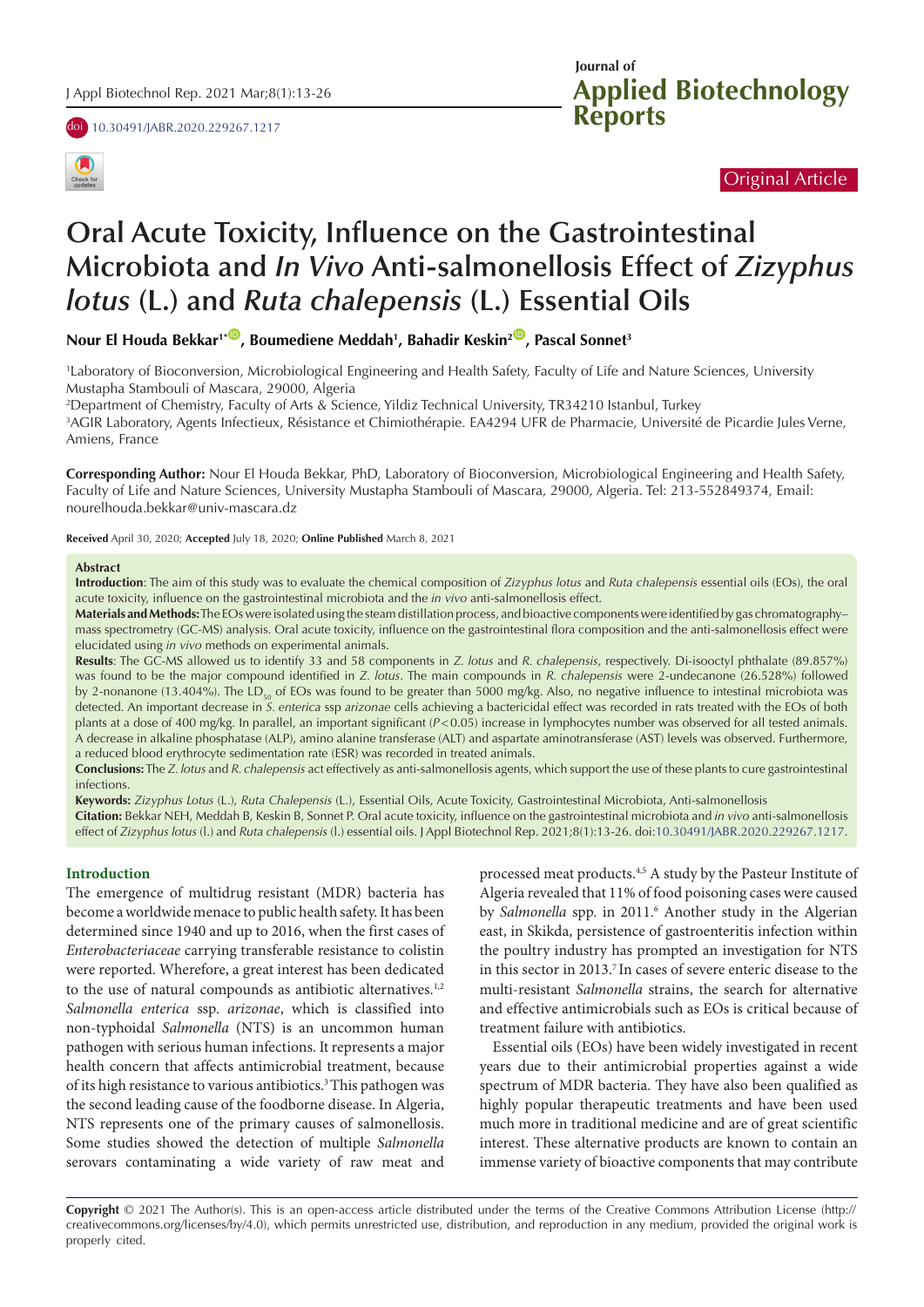Original Article

# Oral Acute Toxicity, Influence on the Gastrointestinal Microbiota and *In Vivo* Anti-salmonellosis Effect of *Zizyphus lotus* (L.) and *Ruta chalepensis* (L.) Essential Oils

**Nour El Houda Bekkar[1*], Boumediene Meddah[1], Bahadir Keskin[2], Pascal Sonnet[3]**

[1]Laboratory of Bioconversion, Microbiological Engineering and Health Safety, Faculty of Life and Nature Sciences, University Mustapha Stambouli of Mascara, 29000, Algeria

[2]Department of Chemistry, Faculty of Arts & Science, Yildiz Technical University, TR34210 Istanbul, Turkey

[3]AGIR Laboratory, Agents Infectieux, Résistance et Chimiothérapie. EA4294 UFR de Pharmacie, Université de Picardie Jules Verne, Amiens, France

**Corresponding Author:** Nour El Houda Bekkar, PhD, Laboratory of Bioconversion, Microbiological Engineering and Health Safety, Faculty of Life and Nature Sciences, University Mustapha Stambouli of Mascara, 29000, Algeria. Tel: 213-552849374, Email: nourelhouda.bekkar@univ-mascara.dz

**Received** April 30, 2020; **Accepted** July 18, 2020; **Online Published** March 8, 2021

## Abstract

**Introduction**: The aim of this study was to evaluate the chemical composition of *Zizyphus lotus* and *Ruta chalepensis* essential oils (EOs), the oral acute toxicity, influence on the gastrointestinal microbiota and the *in vivo* anti-salmonellosis effect.

**Materials and Methods:** The EOs were isolated using the steam distillation process, and bioactive components were identified by gas chromatography–mass spectrometry (GC-MS) analysis. Oral acute toxicity, influence on the gastrointestinal flora composition and the anti-salmonellosis effect were elucidated using *in vivo* methods on experimental animals.

**Results**: The GC-MS allowed us to identify 33 and 58 components in *Z. lotus* and *R. chalepensis*, respectively. Di-isooctyl phthalate (89.857%) was found to be the major compound identified in *Z. lotus*. The main compounds in *R. chalepensis* were 2-undecanone (26.528%) followed by 2-nonanone (13.404%). The $LD_{50}$ of EOs was found to be greater than 5000 mg/kg. Also, no negative influence to intestinal microbiota was detected. An important decrease in *S. enterica* ssp *arizonae* cells achieving a bactericidal effect was recorded in rats treated with the EOs of both plants at a dose of 400 mg/kg. In parallel, an important significant ($P<0.05$) increase in lymphocytes number was observed for all tested animals. A decrease in alkaline phosphatase (ALP), amino alanine transferase (ALT) and aspartate aminotransferase (AST) levels was observed. Furthermore, a reduced blood erythrocyte sedimentation rate (ESR) was recorded in treated animals.

**Conclusions:** The *Z. lotus* and *R. chalepensis* act effectively as anti-salmonellosis agents, which support the use of these plants to cure gastrointestinal infections.

**Keywords:** *Zizyphus Lotus* (L.), *Ruta Chalepensis* (L.), Essential Oils, Acute Toxicity, Gastrointestinal Microbiota, Anti-salmonellosis

**Citation:** Bekkar NEH, Meddah B, Keskin B, Sonnet P. Oral acute toxicity, influence on the gastrointestinal microbiota and *in vivo* anti-salmonellosis effect of *Zizyphus lotus* (l.) and *Ruta chalepensis* (l.) essential oils. J Appl Biotechnol Rep. 2021;8(1):13-26. doi:10.30491/JABR.2020.229267.1217.

## Introduction

The emergence of multidrug resistant (MDR) bacteria has become a worldwide menace to public health safety. It has been determined since 1940 and up to 2016, when the first cases of *Enterobacteriaceae* carrying transferable resistance to colistin were reported. Wherefore, a great interest has been dedicated to the use of natural compounds as antibiotic alternatives.[1,2] *Salmonella enterica* ssp. *arizonae*, which is classified into non-typhoidal *Salmonella* (NTS) is an uncommon human pathogen with serious human infections. It represents a major health concern that affects antimicrobial treatment, because of its high resistance to various antibiotics.[3] This pathogen was the second leading cause of the foodborne disease. In Algeria, NTS represents one of the primary causes of salmonellosis. Some studies showed the detection of multiple *Salmonella* serovars contaminating a wide variety of raw meat and processed meat products.[4,5] A study by the Pasteur Institute of Algeria revealed that 11% of food poisoning cases were caused by *Salmonella* spp. in 2011.[6] Another study in the Algerian east, in Skikda, persistence of gastroenteritis infection within the poultry industry has prompted an investigation for NTS in this sector in 2013.[7] In cases of severe enteric disease to the multi-resistant *Salmonella* strains, the search for alternative and effective antimicrobials such as EOs is critical because of treatment failure with antibiotics.

Essential oils (EOs) have been widely investigated in recent years due to their antimicrobial properties against a wide spectrum of MDR bacteria. They have also been qualified as highly popular therapeutic treatments and have been used much more in traditional medicine and are of great scientific interest. These alternative products are known to contain an immense variety of bioactive components that may contribute

**Copyright** © 2021 The Author(s). This is an open-access article distributed under the terms of the Creative Commons Attribution License (http://creativecommons.org/licenses/by/4.0), which permits unrestricted use, distribution, and reproduction in any medium, provided the original work is properly cited.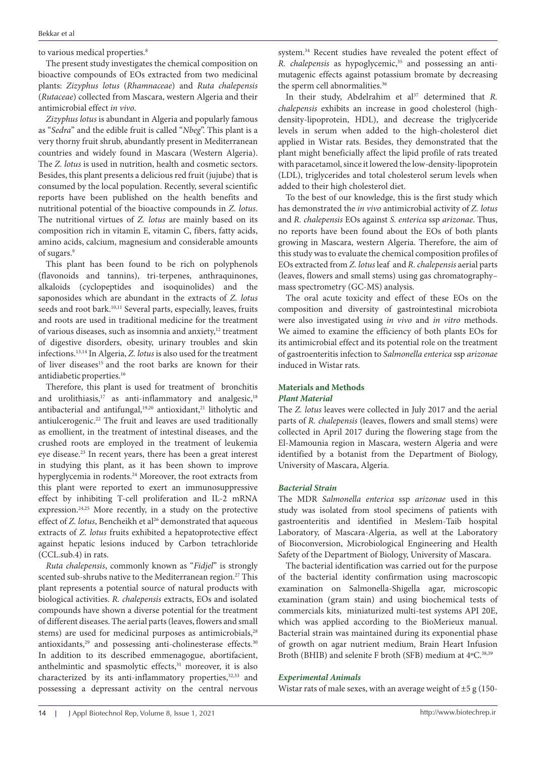to various medical properties.[8]

The present study investigates the chemical composition on bioactive compounds of EOs extracted from two medicinal plants: *Zizyphus lotus* (*Rhamnaceae*) and *Ruta chalepensis* (*Rutaceae*) collected from Mascara, western Algeria and their antimicrobial effect *in vivo*.

*Zizyphus lotus* is abundant in Algeria and popularly famous as "*Sedra*" and the edible fruit is called "*Nbeg*". This plant is a very thorny fruit shrub, abundantly present in Mediterranean countries and widely found in Mascara (Western Algeria). The *Z. lotus* is used in nutrition, health and cosmetic sectors. Besides, this plant presents a delicious red fruit (jujube) that is consumed by the local population. Recently, several scientific reports have been published on the health benefits and nutritional potential of the bioactive compounds in *Z. lotus*. The nutritional virtues of *Z. lotus* are mainly based on its composition rich in vitamin E, vitamin C, fibers, fatty acids, amino acids, calcium, magnesium and considerable amounts of sugars.[9]

This plant has been found to be rich on polyphenols (flavonoids and tannins), tri-terpenes, anthraquinones, alkaloids (cyclopeptides and isoquinolides) and the saponosides which are abundant in the extracts of *Z. lotus* seeds and root bark.[10,11] Several parts, especially, leaves, fruits and roots are used in traditional medicine for the treatment of various diseases, such as insomnia and anxiety,[12] treatment of digestive disorders, obesity, urinary troubles and skin infections.[13,14] In Algeria, *Z. lotus* is also used for the treatment of liver diseases[15] and the root barks are known for their antidiabetic properties.[16]

Therefore, this plant is used for treatment of bronchitis and urolithiasis,[17] as anti-inflammatory and analgesic,[18] antibacterial and antifungal,[19,20] antioxidant,[21] litholytic and antiulcerogenic.[22] The fruit and leaves are used traditionally as emollient, in the treatment of intestinal diseases, and the crushed roots are employed in the treatment of leukemia eye disease.[23] In recent years, there has been a great interest in studying this plant, as it has been shown to improve hyperglycemia in rodents.[24] Moreover, the root extracts from this plant were reported to exert an immunosuppressive effect by inhibiting T-cell proliferation and IL-2 mRNA expression.[24,25] More recently, in a study on the protective effect of *Z. lotus*, Bencheikh et al[26] demonstrated that aqueous extracts of *Z. lotus* fruits exhibited a hepatoprotective effect against hepatic lesions induced by Carbon tetrachloride (CCL.sub.4) in rats.

*Ruta chalepensis*, commonly known as "*Fidjel*" is strongly scented sub-shrubs native to the Mediterranean region.[27] This plant represents a potential source of natural products with biological activities. *R. chalepensis* extracts, EOs and isolated compounds have shown a diverse potential for the treatment of different diseases. The aerial parts (leaves, flowers and small stems) are used for medicinal purposes as antimicrobials,[28] antioxidants,[29] and possessing anti-cholinesterase effects.[30] In addition to its described emmenagogue, abortifacient, anthelmintic and spasmolytic effects,[31] moreover, it is also characterized by its anti-inflammatory properties,[32,33] and possessing a depressant activity on the central nervous system.[34] Recent studies have revealed the potent effect of *R. chalepensis* as hypoglycemic,[35] and possessing an anti-mutagenic effects against potassium bromate by decreasing the sperm cell abnormalities.[36]

In their study, Abdelrahim et al[37] determined that *R. chalepensis* exhibits an increase in good cholesterol (high-density-lipoprotein, HDL), and decrease the triglyceride levels in serum when added to the high-cholesterol diet applied in Wistar rats. Besides, they demonstrated that the plant might beneficially affect the lipid profile of rats treated with paracetamol, since it lowered the low-density-lipoprotein (LDL), triglycerides and total cholesterol serum levels when added to their high cholesterol diet.

To the best of our knowledge, this is the first study which has demonstrated the *in vivo* antimicrobial activity of *Z. lotus* and *R. chalepensis* EOs against *S. enterica* ssp *arizonae*. Thus, no reports have been found about the EOs of both plants growing in Mascara, western Algeria. Therefore, the aim of this study was to evaluate the chemical composition profiles of EOs extracted from *Z. lotus* leaf and *R. chalepensis* aerial parts (leaves, flowers and small stems) using gas chromatography–mass spectrometry (GC-MS) analysis.

The oral acute toxicity and effect of these EOs on the composition and diversity of gastrointestinal microbiota were also investigated using *in vivo* and *in vitro* methods. We aimed to examine the efficiency of both plants EOs for its antimicrobial effect and its potential role on the treatment of gastroenteritis infection to *Salmonella enterica* ssp *arizonae* induced in Wistar rats.

## Materials and Methods

### Plant Material

The *Z. lotus* leaves were collected in July 2017 and the aerial parts of *R. chalepensis* (leaves, flowers and small stems) were collected in April 2017 during the flowering stage from the El-Mamounia region in Mascara, western Algeria and were identified by a botanist from the Department of Biology, University of Mascara, Algeria.

### Bacterial Strain

The MDR *Salmonella enterica* ssp *arizonae* used in this study was isolated from stool specimens of patients with gastroenteritis and identified in Meslem-Taib hospital Laboratory, of Mascara-Algeria, as well at the Laboratory of Bioconversion, Microbiological Engineering and Health Safety of the Department of Biology, University of Mascara.

The bacterial identification was carried out for the purpose of the bacterial identity confirmation using macroscopic examination on Salmonella-Shigella agar, microscopic examination (gram stain) and using biochemical tests of commercials kits, miniaturized multi-test systems API 20E, which was applied according to the BioMerieux manual. Bacterial strain was maintained during its exponential phase of growth on agar nutrient medium, Brain Heart Infusion Broth (BHIB) and selenite F broth (SFB) medium at 4ºC.[38,39]

### Experimental Animals

Wistar rats of male sexes, with an average weight of ±5 g (150-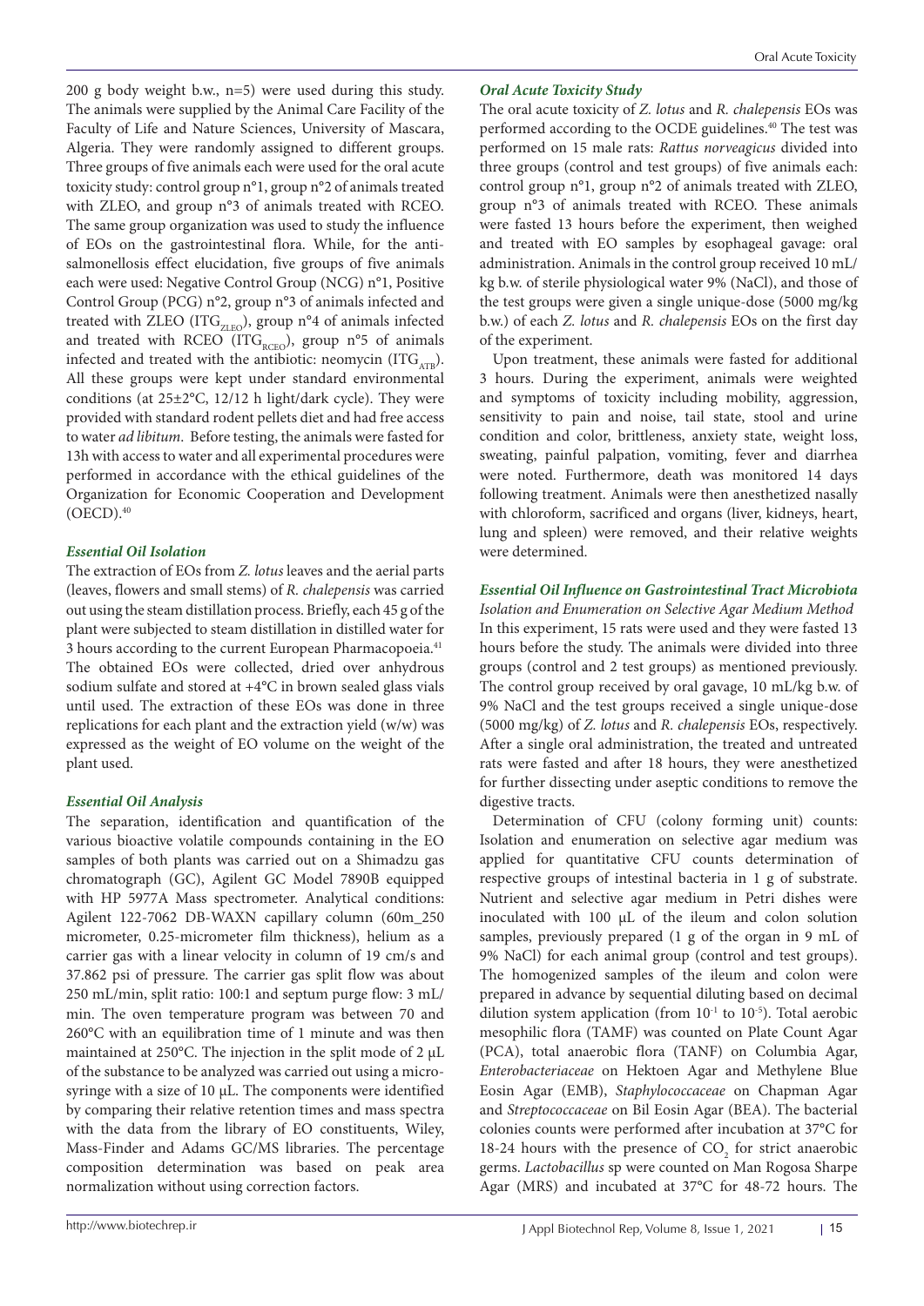200 g body weight b.w., n=5) were used during this study. The animals were supplied by the Animal Care Facility of the Faculty of Life and Nature Sciences, University of Mascara, Algeria. They were randomly assigned to different groups. Three groups of five animals each were used for the oral acute toxicity study: control group n°1, group n°2 of animals treated with ZLEO, and group n°3 of animals treated with RCEO. The same group organization was used to study the influence of EOs on the gastrointestinal flora. While, for the anti-salmonellosis effect elucidation, five groups of five animals each were used: Negative Control Group (NCG) n°1, Positive Control Group (PCG) n°2, group n°3 of animals infected and treated with ZLEO ($ITG_{ZLEO}$), group n°4 of animals infected and treated with RCEO ($ITG_{RCEO}$), group n°5 of animals infected and treated with the antibiotic: neomycin ($ITG_{ATB}$). All these groups were kept under standard environmental conditions (at 25±2°C, 12/12 h light/dark cycle). They were provided with standard rodent pellets diet and had free access to water *ad libitum*. Before testing, the animals were fasted for 13h with access to water and all experimental procedures were performed in accordance with the ethical guidelines of the Organization for Economic Cooperation and Development (OECD).[40]

### *Essential Oil Isolation*

The extraction of EOs from *Z. lotus* leaves and the aerial parts (leaves, flowers and small stems) of *R. chalepensis* was carried out using the steam distillation process. Briefly, each 45 g of the plant were subjected to steam distillation in distilled water for 3 hours according to the current European Pharmacopoeia.[41] The obtained EOs were collected, dried over anhydrous sodium sulfate and stored at +4°C in brown sealed glass vials until used. The extraction of these EOs was done in three replications for each plant and the extraction yield (w/w) was expressed as the weight of EO volume on the weight of the plant used.

### *Essential Oil Analysis*

The separation, identification and quantification of the various bioactive volatile compounds containing in the EO samples of both plants was carried out on a Shimadzu gas chromatograph (GC), Agilent GC Model 7890B equipped with HP 5977A Mass spectrometer. Analytical conditions: Agilent 122-7062 DB-WAXN capillary column (60m_250 micrometer, 0.25-micrometer film thickness), helium as a carrier gas with a linear velocity in column of 19 cm/s and 37.862 psi of pressure. The carrier gas split flow was about 250 mL/min, split ratio: 100:1 and septum purge flow: 3 mL/min. The oven temperature program was between 70 and 260°C with an equilibration time of 1 minute and was then maintained at 250°C. The injection in the split mode of 2 µL of the substance to be analyzed was carried out using a micro-syringe with a size of 10 µL. The components were identified by comparing their relative retention times and mass spectra with the data from the library of EO constituents, Wiley, Mass-Finder and Adams GC/MS libraries. The percentage composition determination was based on peak area normalization without using correction factors.

### *Oral Acute Toxicity Study*

The oral acute toxicity of *Z. lotus* and *R. chalepensis* EOs was performed according to the OCDE guidelines.[40] The test was performed on 15 male rats: *Rattus norveagicus* divided into three groups (control and test groups) of five animals each: control group n°1, group n°2 of animals treated with ZLEO, group n°3 of animals treated with RCEO. These animals were fasted 13 hours before the experiment, then weighed and treated with EO samples by esophageal gavage: oral administration. Animals in the control group received 10 mL/kg b.w. of sterile physiological water 9% (NaCl), and those of the test groups were given a single unique-dose (5000 mg/kg b.w.) of each *Z. lotus* and *R. chalepensis* EOs on the first day of the experiment.

Upon treatment, these animals were fasted for additional 3 hours. During the experiment, animals were weighted and symptoms of toxicity including mobility, aggression, sensitivity to pain and noise, tail state, stool and urine condition and color, brittleness, anxiety state, weight loss, sweating, painful palpation, vomiting, fever and diarrhea were noted. Furthermore, death was monitored 14 days following treatment. Animals were then anesthetized nasally with chloroform, sacrificed and organs (liver, kidneys, heart, lung and spleen) were removed, and their relative weights were determined.

### *Essential Oil Influence on Gastrointestinal Tract Microbiota*

*Isolation and Enumeration on Selective Agar Medium Method*

In this experiment, 15 rats were used and they were fasted 13 hours before the study. The animals were divided into three groups (control and 2 test groups) as mentioned previously. The control group received by oral gavage, 10 mL/kg b.w. of 9% NaCl and the test groups received a single unique-dose (5000 mg/kg) of *Z. lotus* and *R. chalepensis* EOs, respectively. After a single oral administration, the treated and untreated rats were fasted and after 18 hours, they were anesthetized for further dissecting under aseptic conditions to remove the digestive tracts.

Determination of CFU (colony forming unit) counts: Isolation and enumeration on selective agar medium was applied for quantitative CFU counts determination of respective groups of intestinal bacteria in 1 g of substrate. Nutrient and selective agar medium in Petri dishes were inoculated with 100 µL of the ileum and colon solution samples, previously prepared (1 g of the organ in 9 mL of 9% NaCl) for each animal group (control and test groups). The homogenized samples of the ileum and colon were prepared in advance by sequential diluting based on decimal dilution system application (from $10^{-1}$ to $10^{-5}$). Total aerobic mesophilic flora (TAMF) was counted on Plate Count Agar (PCA), total anaerobic flora (TANF) on Columbia Agar, *Enterobacteriaceae* on Hektoen Agar and Methylene Blue Eosin Agar (EMB), *Staphylococcaceae* on Chapman Agar and *Streptococcaceae* on Bil Eosin Agar (BEA). The bacterial colonies counts were performed after incubation at 37°C for 18-24 hours with the presence of $CO_2$ for strict anaerobic germs. *Lactobacillus* sp were counted on Man Rogosa Sharpe Agar (MRS) and incubated at 37°C for 48-72 hours. The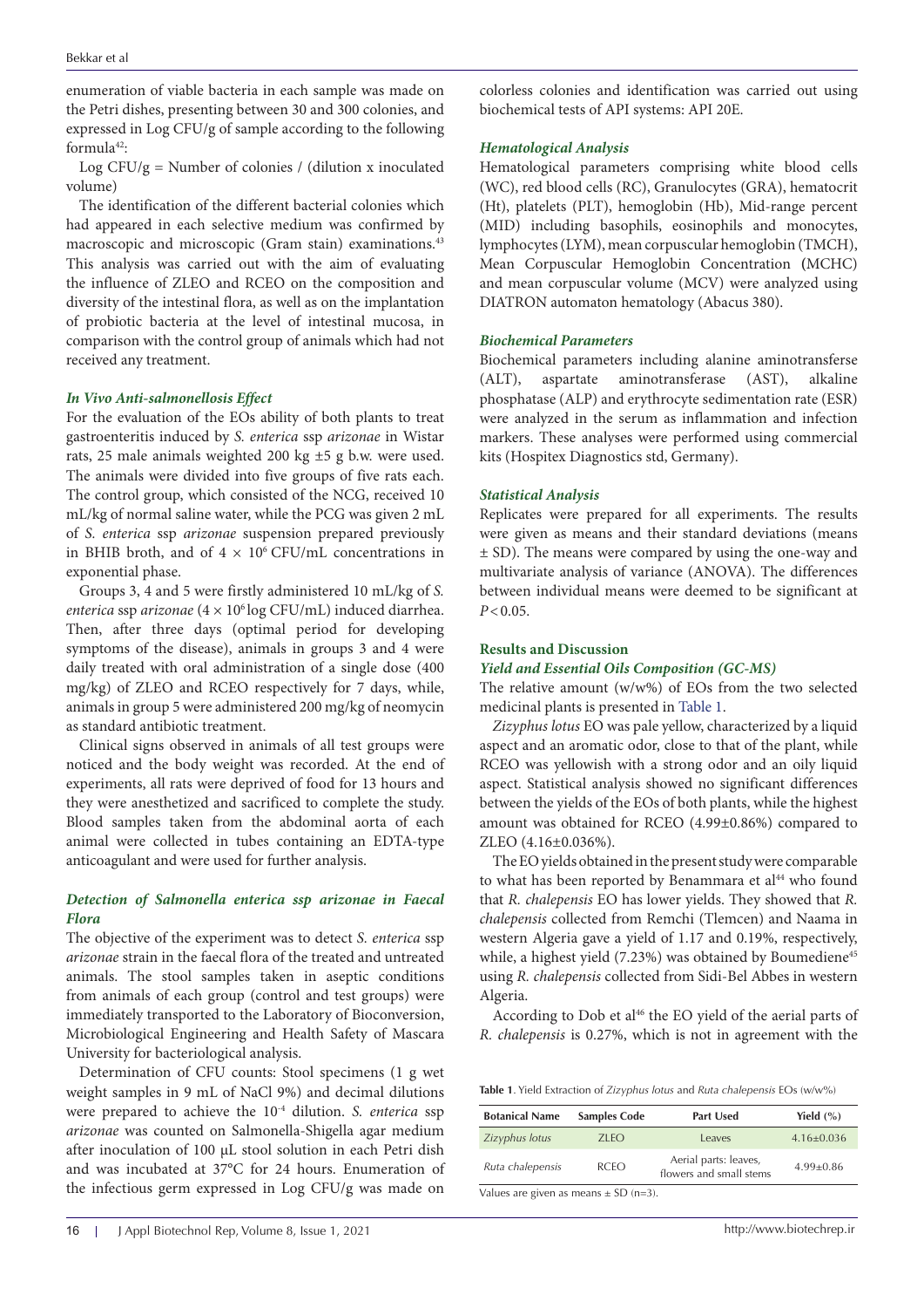enumeration of viable bacteria in each sample was made on the Petri dishes, presenting between 30 and 300 colonies, and expressed in Log CFU/g of sample according to the following formula[42]:

Log CFU/g = Number of colonies / (dilution x inoculated volume)

The identification of the different bacterial colonies which had appeared in each selective medium was confirmed by macroscopic and microscopic (Gram stain) examinations.[43] This analysis was carried out with the aim of evaluating the influence of ZLEO and RCEO on the composition and diversity of the intestinal flora, as well as on the implantation of probiotic bacteria at the level of intestinal mucosa, in comparison with the control group of animals which had not received any treatment.

### *In Vivo Anti-salmonellosis Effect*

For the evaluation of the EOs ability of both plants to treat gastroenteritis induced by *S. enterica* ssp *arizonae* in Wistar rats, 25 male animals weighted 200 kg ±5 g b.w. were used. The animals were divided into five groups of five rats each. The control group, which consisted of the NCG, received 10 mL/kg of normal saline water, while the PCG was given 2 mL of *S. enterica* ssp *arizonae* suspension prepared previously in BHIB broth, and of $4 \times 10^6$ CFU/mL concentrations in exponential phase.

Groups 3, 4 and 5 were firstly administered 10 mL/kg of *S. enterica* ssp *arizonae* ($4 \times 10^6$ log CFU/mL) induced diarrhea. Then, after three days (optimal period for developing symptoms of the disease), animals in groups 3 and 4 were daily treated with oral administration of a single dose (400 mg/kg) of ZLEO and RCEO respectively for 7 days, while, animals in group 5 were administered 200 mg/kg of neomycin as standard antibiotic treatment.

Clinical signs observed in animals of all test groups were noticed and the body weight was recorded. At the end of experiments, all rats were deprived of food for 13 hours and they were anesthetized and sacrificed to complete the study. Blood samples taken from the abdominal aorta of each animal were collected in tubes containing an EDTA-type anticoagulant and were used for further analysis.

### *Detection of Salmonella enterica ssp arizonae in Faecal Flora*

The objective of the experiment was to detect *S. enterica* ssp *arizonae* strain in the faecal flora of the treated and untreated animals. The stool samples taken in aseptic conditions from animals of each group (control and test groups) were immediately transported to the Laboratory of Bioconversion, Microbiological Engineering and Health Safety of Mascara University for bacteriological analysis.

Determination of CFU counts: Stool specimens (1 g wet weight samples in 9 mL of NaCl 9%) and decimal dilutions were prepared to achieve the $10^{-4}$ dilution. *S. enterica* ssp *arizonae* was counted on Salmonella-Shigella agar medium after inoculation of 100 µL stool solution in each Petri dish and was incubated at 37°C for 24 hours. Enumeration of the infectious germ expressed in Log CFU/g was made on colorless colonies and identification was carried out using biochemical tests of API systems: API 20E.

### *Hematological Analysis*

Hematological parameters comprising white blood cells (WC), red blood cells (RC), Granulocytes (GRA), hematocrit (Ht), platelets (PLT), hemoglobin (Hb), Mid-range percent (MID) including basophils, eosinophils and monocytes, lymphocytes (LYM), mean corpuscular hemoglobin (TMCH), Mean Corpuscular Hemoglobin Concentration (MCHC) and mean corpuscular volume (MCV) were analyzed using DIATRON automaton hematology (Abacus 380).

### *Biochemical Parameters*

Biochemical parameters including alanine aminotransferse (ALT), aspartate aminotransferase (AST), alkaline phosphatase (ALP) and erythrocyte sedimentation rate (ESR) were analyzed in the serum as inflammation and infection markers. These analyses were performed using commercial kits (Hospitex Diagnostics std, Germany).

### *Statistical Analysis*

Replicates were prepared for all experiments. The results were given as means and their standard deviations (means ± SD). The means were compared by using the one-way and multivariate analysis of variance (ANOVA). The differences between individual means were deemed to be significant at $P < 0.05$.

## Results and Discussion

### *Yield and Essential Oils Composition (GC-MS)*

The relative amount (w/w%) of EOs from the two selected medicinal plants is presented in Table 1.

*Zizyphus lotus* EO was pale yellow, characterized by a liquid aspect and an aromatic odor, close to that of the plant, while RCEO was yellowish with a strong odor and an oily liquid aspect. Statistical analysis showed no significant differences between the yields of the EOs of both plants, while the highest amount was obtained for RCEO (4.99±0.86%) compared to ZLEO (4.16±0.036%).

The EO yields obtained in the present study were comparable to what has been reported by Benammara et al[44] who found that *R. chalepensis* EO has lower yields. They showed that *R. chalepensis* collected from Remchi (Tlemcen) and Naama in western Algeria gave a yield of 1.17 and 0.19%, respectively, while, a highest yield (7.23%) was obtained by Boumediene[45] using *R. chalepensis* collected from Sidi-Bel Abbes in western Algeria.

According to Dob et al[46] the EO yield of the aerial parts of *R. chalepensis* is 0.27%, which is not in agreement with the

**Table 1**. Yield Extraction of *Zizyphus lotus* and *Ruta chalepensis* EOs (w/w%)

| Botanical Name | Samples Code | Part Used | Yield (%) |
|---|---|---|---|
| *Zizyphus lotus* | ZLEO | Leaves | 4.16±0.036 |
| *Ruta chalepensis* | RCEO | Aerial parts: leaves, flowers and small stems | 4.99±0.86 |

Values are given as means ± SD (n=3).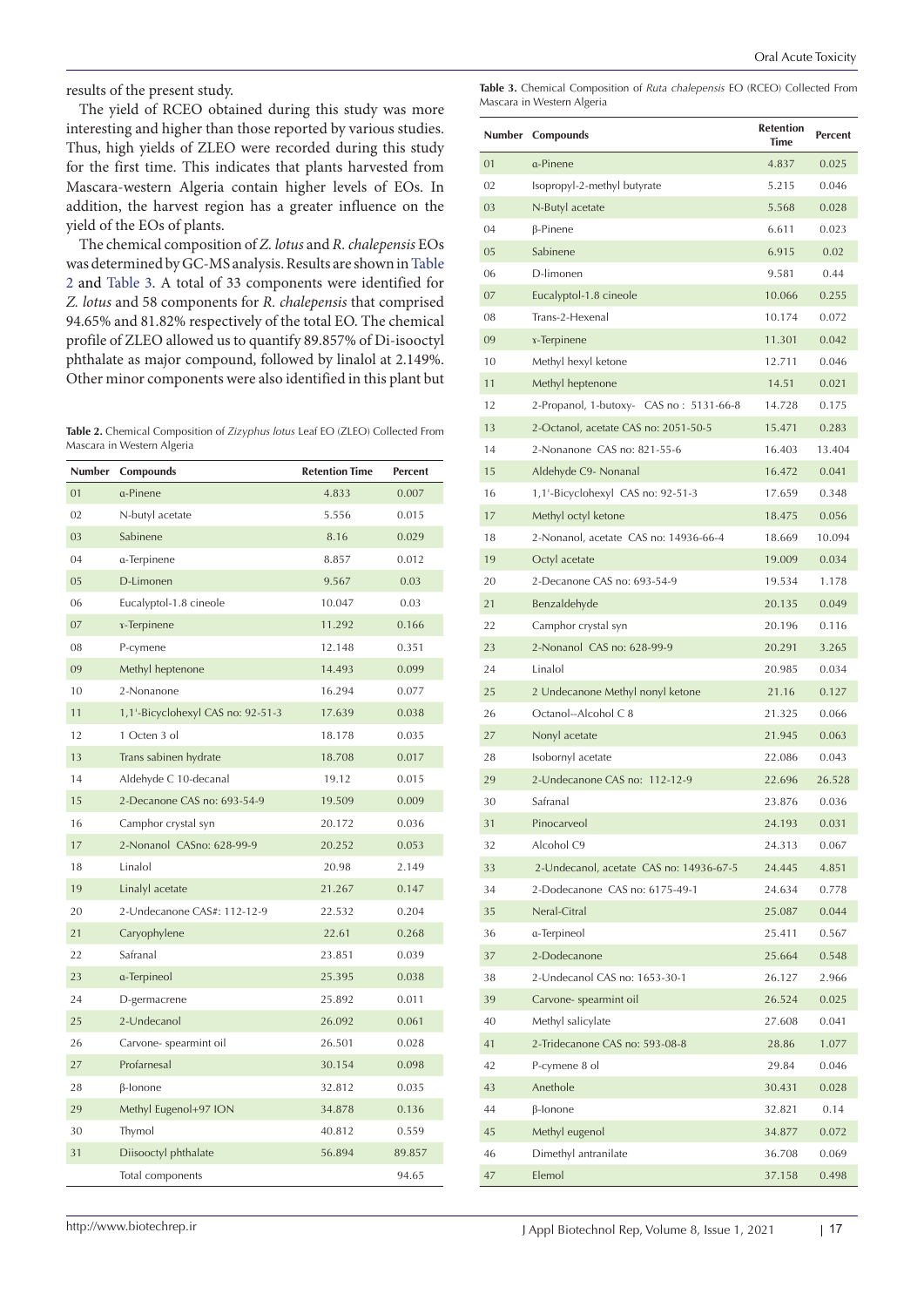results of the present study.

The yield of RCEO obtained during this study was more interesting and higher than those reported by various studies. Thus, high yields of ZLEO were recorded during this study for the first time. This indicates that plants harvested from Mascara-western Algeria contain higher levels of EOs. In addition, the harvest region has a greater influence on the yield of the EOs of plants.

The chemical composition of *Z. lotus* and *R. chalepensis* EOs was determined by GC-MS analysis. Results are shown in Table 2 and Table 3. A total of 33 components were identified for *Z. lotus* and 58 components for *R. chalepensis* that comprised 94.65% and 81.82% respectively of the total EO. The chemical profile of ZLEO allowed us to quantify 89.857% of Di-isooctyl phthalate as major compound, followed by linalol at 2.149%. Other minor components were also identified in this plant but

**Table 2.** Chemical Composition of *Zizyphus lotus* Leaf EO (ZLEO) Collected From Mascara in Western Algeria

| Number | Compounds | Retention Time | Percent |
|---|---|---|---|
| 01 | α-Pinene | 4.833 | 0.007 |
| 02 | N-butyl acetate | 5.556 | 0.015 |
| 03 | Sabinene | 8.16 | 0.029 |
| 04 | α-Terpinene | 8.857 | 0.012 |
| 05 | D-Limonen | 9.567 | 0.03 |
| 06 | Eucalyptol-1.8 cineole | 10.047 | 0.03 |
| 07 | ɤ-Terpinene | 11.292 | 0.166 |
| 08 | P-cymene | 12.148 | 0.351 |
| 09 | Methyl heptenone | 14.493 | 0.099 |
| 10 | 2-Nonanone | 16.294 | 0.077 |
| 11 | 1,1'-Bicyclohexyl CAS no: 92-51-3 | 17.639 | 0.038 |
| 12 | 1 Octen 3 ol | 18.178 | 0.035 |
| 13 | Trans sabinen hydrate | 18.708 | 0.017 |
| 14 | Aldehyde C 10-decanal | 19.12 | 0.015 |
| 15 | 2-Decanone CAS no: 693-54-9 | 19.509 | 0.009 |
| 16 | Camphor crystal syn | 20.172 | 0.036 |
| 17 | 2-Nonanol CASno: 628-99-9 | 20.252 | 0.053 |
| 18 | Linalol | 20.98 | 2.149 |
| 19 | Linalyl acetate | 21.267 | 0.147 |
| 20 | 2-Undecanone CAS#: 112-12-9 | 22.532 | 0.204 |
| 21 | Caryophylene | 22.61 | 0.268 |
| 22 | Safranal | 23.851 | 0.039 |
| 23 | α-Terpineol | 25.395 | 0.038 |
| 24 | D-germacrene | 25.892 | 0.011 |
| 25 | 2-Undecanol | 26.092 | 0.061 |
| 26 | Carvone- spearmint oil | 26.501 | 0.028 |
| 27 | Profarnesal | 30.154 | 0.098 |
| 28 | β-Ionone | 32.812 | 0.035 |
| 29 | Methyl Eugenol+97 ION | 34.878 | 0.136 |
| 30 | Thymol | 40.812 | 0.559 |
| 31 | Diisooctyl phthalate | 56.894 | 89.857 |
| | Total components | | 94.65 |

**Table 3.** Chemical Composition of *Ruta chalepensis* EO (RCEO) Collected From Mascara in Western Algeria

| Number | Compounds | Retention Time | Percent |
|---|---|---|---|
| 01 | α-Pinene | 4.837 | 0.025 |
| 02 | Isopropyl-2-methyl butyrate | 5.215 | 0.046 |
| 03 | N-Butyl acetate | 5.568 | 0.028 |
| 04 | β-Pinene | 6.611 | 0.023 |
| 05 | Sabinene | 6.915 | 0.02 |
| 06 | D-limonen | 9.581 | 0.44 |
| 07 | Eucalyptol-1.8 cineole | 10.066 | 0.255 |
| 08 | Trans-2-Hexenal | 10.174 | 0.072 |
| 09 | ɤ-Terpinene | 11.301 | 0.042 |
| 10 | Methyl hexyl ketone | 12.711 | 0.046 |
| 11 | Methyl heptenone | 14.51 | 0.021 |
| 12 | 2-Propanol, 1-butoxy- CAS no : 5131-66-8 | 14.728 | 0.175 |
| 13 | 2-Octanol, acetate CAS no: 2051-50-5 | 15.471 | 0.283 |
| 14 | 2-Nonanone CAS no: 821-55-6 | 16.403 | 13.404 |
| 15 | Aldehyde C9- Nonanal | 16.472 | 0.041 |
| 16 | 1,1'-Bicyclohexyl CAS no: 92-51-3 | 17.659 | 0.348 |
| 17 | Methyl octyl ketone | 18.475 | 0.056 |
| 18 | 2-Nonanol, acetate CAS no: 14936-66-4 | 18.669 | 10.094 |
| 19 | Octyl acetate | 19.009 | 0.034 |
| 20 | 2-Decanone CAS no: 693-54-9 | 19.534 | 1.178 |
| 21 | Benzaldehyde | 20.135 | 0.049 |
| 22 | Camphor crystal syn | 20.196 | 0.116 |
| 23 | 2-Nonanol CAS no: 628-99-9 | 20.291 | 3.265 |
| 24 | Linalol | 20.985 | 0.034 |
| 25 | 2 Undecanone Methyl nonyl ketone | 21.16 | 0.127 |
| 26 | Octanol--Alcohol C 8 | 21.325 | 0.066 |
| 27 | Nonyl acetate | 21.945 | 0.063 |
| 28 | Isobornyl acetate | 22.086 | 0.043 |
| 29 | 2-Undecanone CAS no: 112-12-9 | 22.696 | 26.528 |
| 30 | Safranal | 23.876 | 0.036 |
| 31 | Pinocarveol | 24.193 | 0.031 |
| 32 | Alcohol C9 | 24.313 | 0.067 |
| 33 | 2-Undecanol, acetate CAS no: 14936-67-5 | 24.445 | 4.851 |
| 34 | 2-Dodecanone CAS no: 6175-49-1 | 24.634 | 0.778 |
| 35 | Neral-Citral | 25.087 | 0.044 |
| 36 | α-Terpineol | 25.411 | 0.567 |
| 37 | 2-Dodecanone | 25.664 | 0.548 |
| 38 | 2-Undecanol CAS no: 1653-30-1 | 26.127 | 2.966 |
| 39 | Carvone- spearmint oil | 26.524 | 0.025 |
| 40 | Methyl salicylate | 27.608 | 0.041 |
| 41 | 2-Tridecanone CAS no: 593-08-8 | 28.86 | 1.077 |
| 42 | P-cymene 8 ol | 29.84 | 0.046 |
| 43 | Anethole | 30.431 | 0.028 |
| 44 | β-Ionone | 32.821 | 0.14 |
| 45 | Methyl eugenol | 34.877 | 0.072 |
| 46 | Dimethyl antranilate | 36.708 | 0.069 |
| 47 | Elemol | 37.158 | 0.498 |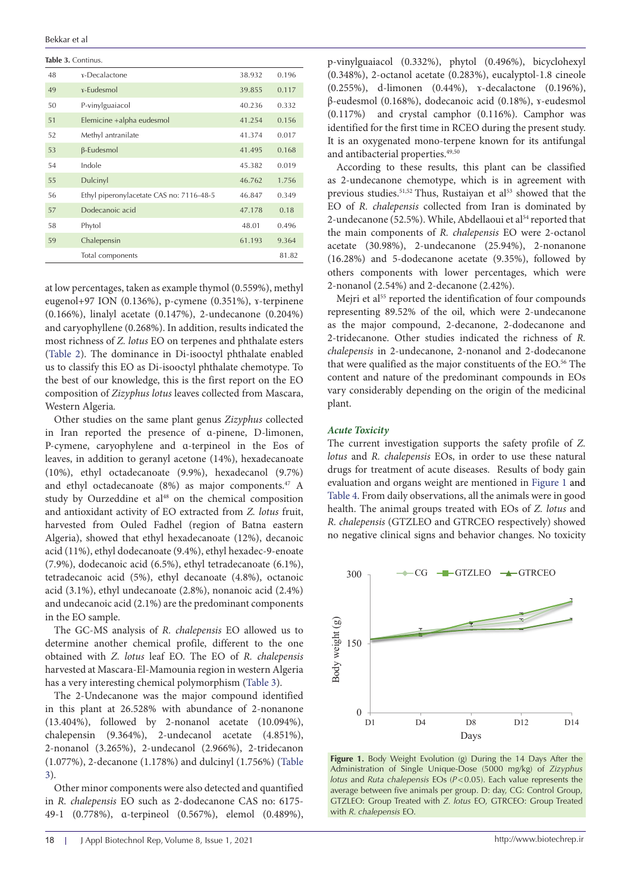**Table 3.** Continus.

| | | | |
|---|---|---|---|
| 48 | ɤ-Decalactone | 38.932 | 0.196 |
| 49 | ɤ-Eudesmol | 39.855 | 0.117 |
| 50 | P-vinylguaiacol | 40.236 | 0.332 |
| 51 | Elemicine +alpha eudesmol | 41.254 | 0.156 |
| 52 | Methyl antranilate | 41.374 | 0.017 |
| 53 | β-Eudesmol | 41.495 | 0.168 |
| 54 | Indole | 45.382 | 0.019 |
| 55 | Dulcinyl | 46.762 | 1.756 |
| 56 | Ethyl piperonylacetate CAS no: 7116-48-5 | 46.847 | 0.349 |
| 57 | Dodecanoic acid | 47.178 | 0.18 |
| 58 | Phytol | 48.01 | 0.496 |
| 59 | Chalepensin | 61.193 | 9.364 |
| | Total components | | 81.82 |

at low percentages, taken as example thymol (0.559%), methyl eugenol+97 ION (0.136%), p-cymene (0.351%), ɤ-terpinene (0.166%), linalyl acetate (0.147%), 2-undecanone (0.204%) and caryophyllene (0.268%). In addition, results indicated the most richness of *Z. lotus* EO on terpenes and phthalate esters (Table 2). The dominance in Di-isooctyl phthalate enabled us to classify this EO as Di-isooctyl phthalate chemotype. To the best of our knowledge, this is the first report on the EO composition of *Zizyphus lotus* leaves collected from Mascara, Western Algeria.

Other studies on the same plant genus *Zizyphus* collected in Iran reported the presence of α-pinene, D-limonen, P-cymene, caryophylene and α-terpineol in the Eos of leaves, in addition to geranyl acetone (14%), hexadecanoate (10%), ethyl octadecanoate (9.9%), hexadecanol (9.7%) and ethyl octadecanoate (8%) as major components.[47] A study by Ourzeddine et al[48] on the chemical composition and antioxidant activity of EO extracted from *Z. lotus* fruit, harvested from Ouled Fadhel (region of Batna eastern Algeria), showed that ethyl hexadecanoate (12%), decanoic acid (11%), ethyl dodecanoate (9.4%), ethyl hexadec-9-enoate (7.9%), dodecanoic acid (6.5%), ethyl tetradecanoate (6.1%), tetradecanoic acid (5%), ethyl decanoate (4.8%), octanoic acid (3.1%), ethyl undecanoate (2.8%), nonanoic acid (2.4%) and undecanoic acid (2.1%) are the predominant components in the EO sample.

The GC-MS analysis of *R. chalepensis* EO allowed us to determine another chemical profile, different to the one obtained with *Z. lotus* leaf EO. The EO of *R. chalepensis* harvested at Mascara-El-Mamounia region in western Algeria has a very interesting chemical polymorphism (Table 3).

The 2-Undecanone was the major compound identified in this plant at 26.528% with abundance of 2-nonanone (13.404%), followed by 2-nonanol acetate (10.094%), chalepensin (9.364%), 2-undecanol acetate (4.851%), 2-nonanol (3.265%), 2-undecanol (2.966%), 2-tridecanon (1.077%), 2-decanone (1.178%) and dulcinyl (1.756%) (Table 3).

Other minor components were also detected and quantified in *R. chalepensis* EO such as 2-dodecanone CAS no: 6175-49-1 (0.778%), α-terpineol (0.567%), elemol (0.489%), p-vinylguaiacol (0.332%), phytol (0.496%), bicyclohexyl (0.348%), 2-octanol acetate (0.283%), eucalyptol-1.8 cineole (0.255%), d-limonen (0.44%), ɤ-decalactone (0.196%), β-eudesmol (0.168%), dodecanoic acid (0.18%), ɤ-eudesmol (0.117%) and crystal camphor (0.116%). Camphor was identified for the first time in RCEO during the present study. It is an oxygenated mono-terpene known for its antifungal and antibacterial properties.[49,50]

According to these results, this plant can be classified as 2-undecanone chemotype, which is in agreement with previous studies.[51,52] Thus, Rustaiyan et al[53] showed that the EO of *R. chalepensis* collected from Iran is dominated by 2-undecanone (52.5%). While, Abdellaoui et al[54] reported that the main components of *R. chalepensis* EO were 2-octanol acetate (30.98%), 2-undecanone (25.94%), 2-nonanone (16.28%) and 5-dodecanone acetate (9.35%), followed by others components with lower percentages, which were 2-nonanol (2.54%) and 2-decanone (2.42%).

Mejri et al[55] reported the identification of four compounds representing 89.52% of the oil, which were 2-undecanone as the major compound, 2-decanone, 2-dodecanone and 2-tridecanone. Other studies indicated the richness of *R. chalepensis* in 2-undecanone, 2-nonanol and 2-dodecanone that were qualified as the major constituents of the EO.[56] The content and nature of the predominant compounds in EOs vary considerably depending on the origin of the medicinal plant.

### *Acute Toxicity*

The current investigation supports the safety profile of *Z. lotus* and *R. chalepensis* EOs, in order to use these natural drugs for treatment of acute diseases. Results of body gain evaluation and organs weight are mentioned in Figure 1 and Table 4. From daily observations, all the animals were in good health. The animal groups treated with EOs of *Z. lotus* and *R. chalepensis* (GTZLEO and GTRCEO respectively) showed no negative clinical signs and behavior changes. No toxicity

**Figure 1.** Body Weight Evolution (g) During the 14 Days After the Administration of Single Unique-Dose (5000 mg/kg) of *Zizyphus lotus* and *Ruta chalepensis* EOs ($P<0.05$). Each value represents the average between five animals per group. D: day, CG: Control Group, GTZLEO: Group Treated with *Z. lotus* EO, GTRCEO: Group Treated with *R. chalepensis* EO.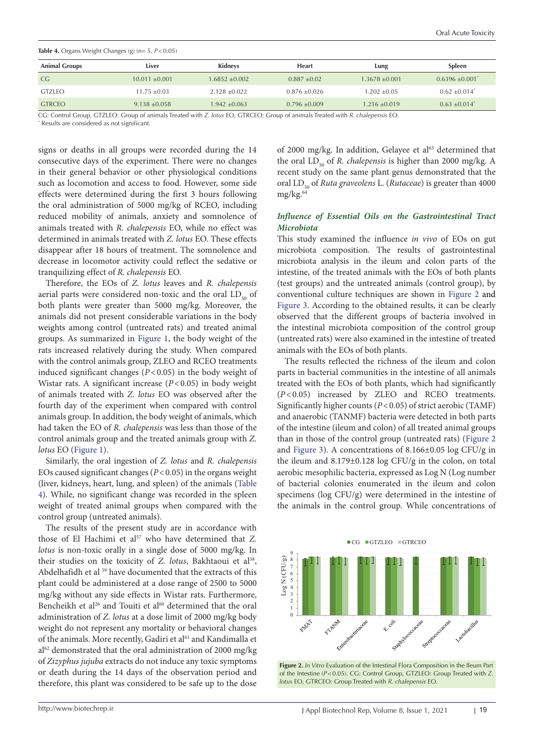**Table 4.** Organs Weight Changes (g) (n= 5, $P<0.05$)

| Animal Groups | Liver | Kidneys | Heart | Lung | Spleen |
|---|---|---|---|---|---|
| CG | 10.011 ±0.001 | 1.6852 ±0.002 | 0.887 ±0.02 | 1.3678 ±0.001 | 0.6396 ±0.001* |
| GTZLEO | 11.75 ±0.03 | 2.128 ±0.022 | 0.876 ±0.026 | 1.202 ±0.05 | 0.62 ±0.014* |
| GTRCEO | 9.138 ±0.058 | 1.942 ±0.063 | 0.796 ±0.009 | 1.216 ±0.019 | 0.63 ±0.014* |

CG: Control Group, GTZLEO: Group of animals Treated with *Z. lotus* EO, GTRCEO: Group of animals Treated with *R. chalepensis* EO.
* Results are considered as not significant.

signs or deaths in all groups were recorded during the 14 consecutive days of the experiment. There were no changes in their general behavior or other physiological conditions such as locomotion and access to food. However, some side effects were determined during the first 3 hours following the oral administration of 5000 mg/kg of RCEO, including reduced mobility of animals, anxiety and somnolence of animals treated with *R. chalepensis* EO, while no effect was determined in animals treated with *Z. lotus* EO. These effects disappear after 18 hours of treatment. The somnolence and decrease in locomotor activity could reflect the sedative or tranquilizing effect of *R. chalepensis* EO.

Therefore, the EOs of *Z. lotus* leaves and *R. chalepensis* aerial parts were considered non-toxic and the oral $LD_{50}$ of both plants were greater than 5000 mg/kg. Moreover, the animals did not present considerable variations in the body weights among control (untreated rats) and treated animal groups. As summarized in Figure 1, the body weight of the rats increased relatively during the study. When compared with the control animals group, ZLEO and RCEO treatments induced significant changes ($P<0.05$) in the body weight of Wistar rats. A significant increase ($P<0.05$) in body weight of animals treated with *Z. lotus* EO was observed after the fourth day of the experiment when compared with control animals group. In addition, the body weight of animals, which had taken the EO of *R. chalepensis* was less than those of the control animals group and the treated animals group with *Z. lotus* EO (Figure 1).

Similarly, the oral ingestion of *Z. lotus* and *R. chalepensis* EOs caused significant changes ($P<0.05$) in the organs weight (liver, kidneys, heart, lung, and spleen) of the animals (Table 4). While, no significant change was recorded in the spleen weight of treated animal groups when compared with the control group (untreated animals).

The results of the present study are in accordance with those of El Hachimi et al[57] who have determined that *Z. lotus* is non-toxic orally in a single dose of 5000 mg/kg. In their studies on the toxicity of *Z. lotus*, Bakhtaoui et al[58], Abdelhafidh et al [59] have documented that the extracts of this plant could be administered at a dose range of 2500 to 5000 mg/kg without any side effects in Wistar rats. Furthermore, Bencheikh et al[26] and Touiti et al[60] determined that the oral administration of *Z. lotus* at a dose limit of 2000 mg/kg body weight do not represent any mortality or behavioral changes of the animals. More recently, Gadiri et al[61] and Kandimalla et al[62] demonstrated that the oral administration of 2000 mg/kg of *Zizyphus jujuba* extracts do not induce any toxic symptoms or death during the 14 days of the observation period and therefore, this plant was considered to be safe up to the dose of 2000 mg/kg. In addition, Gelayee et al[63] determined that the oral $LD_{50}$ of *R. chalepensis* is higher than 2000 mg/kg. A recent study on the same plant genus demonstrated that the oral $LD_{50}$ of *Ruta graveolens* L. (*Rutaceae*) is greater than 4000 mg/kg.[64]

### *Influence of Essential Oils on the Gastrointestinal Tract Microbiota*

This study examined the influence *in vivo* of EOs on gut microbiota composition. The results of gastrointestinal microbiota analysis in the ileum and colon parts of the intestine, of the treated animals with the EOs of both plants (test groups) and the untreated animals (control group), by conventional culture techniques are shown in Figure 2 and Figure 3. According to the obtained results, it can be clearly observed that the different groups of bacteria involved in the intestinal microbiota composition of the control group (untreated rats) were also examined in the intestine of treated animals with the EOs of both plants.

The results reflected the richness of the ileum and colon parts in bacterial communities in the intestine of all animals treated with the EOs of both plants, which had significantly ($P<0.05$) increased by ZLEO and RCEO treatments. Significantly higher counts ($P<0.05$) of strict aerobic (TAMF) and anaerobic (TANMF) bacteria were detected in both parts of the intestine (ileum and colon) of all treated animal groups than in those of the control group (untreated rats) (Figure 2 and Figure 3). A concentrations of 8.166±0.05 log CFU/g in the ileum and 8.179±0.128 log CFU/g in the colon, on total aerobic mesophilic bacteria, expressed as Log N (Log number of bacterial colonies enumerated in the ileum and colon specimens (log CFU/g) were determined in the intestine of the animals in the control group. While concentrations of

**Figure 2.** *In Vitro* Evaluation of the Intestinal Flora Composition in the Ileum Part of the Intestine ($P<0.05$). CG: Control Group, GTZLEO: Group Treated with *Z. lotus* EO, GTRCEO: Group Treated with *R. chalepensis* EO.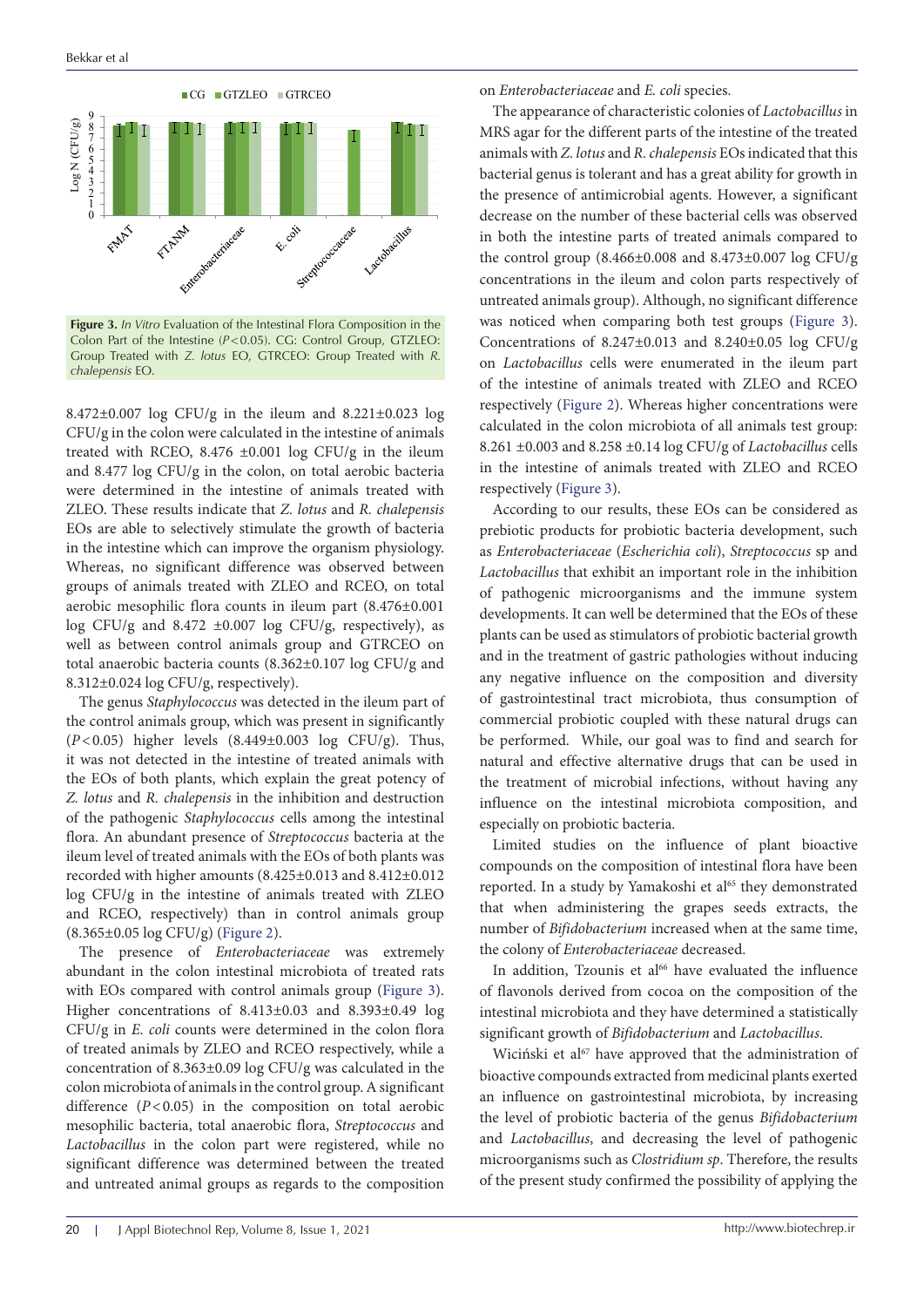CG GTZLEO GTRCEO

**Figure 3.** *In Vitro* Evaluation of the Intestinal Flora Composition in the Colon Part of the Intestine ($P<0.05$). CG: Control Group, GTZLEO: Group Treated with *Z. lotus* EO, GTRCEO: Group Treated with *R. chalepensis* EO.

8.472±0.007 log CFU/g in the ileum and 8.221±0.023 log CFU/g in the colon were calculated in the intestine of animals treated with RCEO, 8.476 ±0.001 log CFU/g in the ileum and 8.477 log CFU/g in the colon, on total aerobic bacteria were determined in the intestine of animals treated with ZLEO. These results indicate that *Z. lotus* and *R. chalepensis* EOs are able to selectively stimulate the growth of bacteria in the intestine which can improve the organism physiology. Whereas, no significant difference was observed between groups of animals treated with ZLEO and RCEO, on total aerobic mesophilic flora counts in ileum part (8.476±0.001 log CFU/g and 8.472 ±0.007 log CFU/g, respectively), as well as between control animals group and GTRCEO on total anaerobic bacteria counts (8.362±0.107 log CFU/g and 8.312±0.024 log CFU/g, respectively).

The genus *Staphylococcus* was detected in the ileum part of the control animals group, which was present in significantly ($P<0.05$) higher levels (8.449±0.003 log CFU/g). Thus, it was not detected in the intestine of treated animals with the EOs of both plants, which explain the great potency of *Z. lotus* and *R. chalepensis* in the inhibition and destruction of the pathogenic *Staphylococcus* cells among the intestinal flora. An abundant presence of *Streptococcus* bacteria at the ileum level of treated animals with the EOs of both plants was recorded with higher amounts (8.425±0.013 and 8.412±0.012 log CFU/g in the intestine of animals treated with ZLEO and RCEO, respectively) than in control animals group (8.365±0.05 log CFU/g) (Figure 2).

The presence of *Enterobacteriaceae* was extremely abundant in the colon intestinal microbiota of treated rats with EOs compared with control animals group (Figure 3). Higher concentrations of 8.413±0.03 and 8.393±0.49 log CFU/g in *E. coli* counts were determined in the colon flora of treated animals by ZLEO and RCEO respectively, while a concentration of 8.363±0.09 log CFU/g was calculated in the colon microbiota of animals in the control group. A significant difference ($P<0.05$) in the composition on total aerobic mesophilic bacteria, total anaerobic flora, *Streptococcus* and *Lactobacillus* in the colon part were registered, while no significant difference was determined between the treated and untreated animal groups as regards to the composition on *Enterobacteriaceae* and *E. coli* species.

The appearance of characteristic colonies of *Lactobacillus* in MRS agar for the different parts of the intestine of the treated animals with *Z. lotus* and *R. chalepensis* EOs indicated that this bacterial genus is tolerant and has a great ability for growth in the presence of antimicrobial agents. However, a significant decrease on the number of these bacterial cells was observed in both the intestine parts of treated animals compared to the control group (8.466±0.008 and 8.473±0.007 log CFU/g concentrations in the ileum and colon parts respectively of untreated animals group). Although, no significant difference was noticed when comparing both test groups (Figure 3). Concentrations of 8.247±0.013 and 8.240±0.05 log CFU/g on *Lactobacillus* cells were enumerated in the ileum part of the intestine of animals treated with ZLEO and RCEO respectively (Figure 2). Whereas higher concentrations were calculated in the colon microbiota of all animals test group: 8.261 ±0.003 and 8.258 ±0.14 log CFU/g of *Lactobacillus* cells in the intestine of animals treated with ZLEO and RCEO respectively (Figure 3).

According to our results, these EOs can be considered as prebiotic products for probiotic bacteria development, such as *Enterobacteriaceae* (*Escherichia coli*), *Streptococcus* sp and *Lactobacillus* that exhibit an important role in the inhibition of pathogenic microorganisms and the immune system developments. It can well be determined that the EOs of these plants can be used as stimulators of probiotic bacterial growth and in the treatment of gastric pathologies without inducing any negative influence on the composition and diversity of gastrointestinal tract microbiota, thus consumption of commercial probiotic coupled with these natural drugs can be performed. While, our goal was to find and search for natural and effective alternative drugs that can be used in the treatment of microbial infections, without having any influence on the intestinal microbiota composition, and especially on probiotic bacteria.

Limited studies on the influence of plant bioactive compounds on the composition of intestinal flora have been reported. In a study by Yamakoshi et al[65] they demonstrated that when administering the grapes seeds extracts, the number of *Bifidobacterium* increased when at the same time, the colony of *Enterobacteriaceae* decreased.

In addition, Tzounis et al[66] have evaluated the influence of flavonols derived from cocoa on the composition of the intestinal microbiota and they have determined a statistically significant growth of *Bifidobacterium* and *Lactobacillus*.

Wiciński et al[67] have approved that the administration of bioactive compounds extracted from medicinal plants exerted an influence on gastrointestinal microbiota, by increasing the level of probiotic bacteria of the genus *Bifidobacterium* and *Lactobacillus*, and decreasing the level of pathogenic microorganisms such as *Clostridium sp*. Therefore, the results of the present study confirmed the possibility of applying the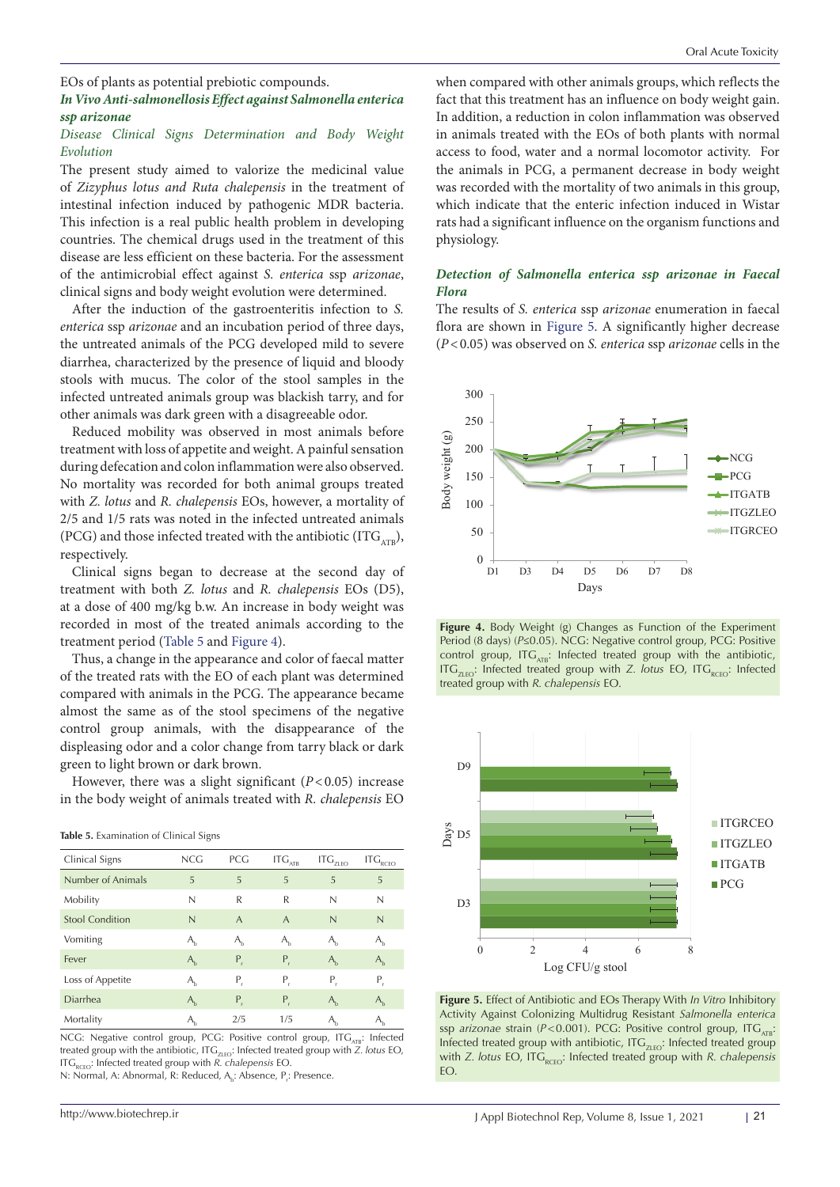EOs of plants as potential prebiotic compounds.

### *In Vivo Anti-salmonellosis Effect against Salmonella enterica ssp arizonae*

#### *Disease Clinical Signs Determination and Body Weight Evolution*

The present study aimed to valorize the medicinal value of *Zizyphus lotus and Ruta chalepensis* in the treatment of intestinal infection induced by pathogenic MDR bacteria. This infection is a real public health problem in developing countries. The chemical drugs used in the treatment of this disease are less efficient on these bacteria. For the assessment of the antimicrobial effect against *S. enterica* ssp *arizonae*, clinical signs and body weight evolution were determined.

After the induction of the gastroenteritis infection to *S. enterica* ssp *arizonae* and an incubation period of three days, the untreated animals of the PCG developed mild to severe diarrhea, characterized by the presence of liquid and bloody stools with mucus. The color of the stool samples in the infected untreated animals group was blackish tarry, and for other animals was dark green with a disagreeable odor.

Reduced mobility was observed in most animals before treatment with loss of appetite and weight. A painful sensation during defecation and colon inflammation were also observed. No mortality was recorded for both animal groups treated with *Z. lotus* and *R. chalepensis* EOs, however, a mortality of 2/5 and 1/5 rats was noted in the infected untreated animals (PCG) and those infected treated with the antibiotic ($ITG_{ATB}$), respectively.

Clinical signs began to decrease at the second day of treatment with both *Z. lotus* and *R. chalepensis* EOs (D5), at a dose of 400 mg/kg b.w. An increase in body weight was recorded in most of the treated animals according to the treatment period (Table 5 and Figure 4).

Thus, a change in the appearance and color of faecal matter of the treated rats with the EO of each plant was determined compared with animals in the PCG. The appearance became almost the same as of the stool specimens of the negative control group animals, with the disappearance of the displeasing odor and a color change from tarry black or dark green to light brown or dark brown.

However, there was a slight significant ($P<0.05$) increase in the body weight of animals treated with *R. chalepensis* EO when compared with other animals groups, which reflects the fact that this treatment has an influence on body weight gain. In addition, a reduction in colon inflammation was observed in animals treated with the EOs of both plants with normal access to food, water and a normal locomotor activity. For the animals in PCG, a permanent decrease in body weight was recorded with the mortality of two animals in this group, which indicate that the enteric infection induced in Wistar rats had a significant influence on the organism functions and physiology.

**Table 5.** Examination of Clinical Signs

| Clinical Signs | NCG | PCG | $ITG_{ATB}$ | $ITG_{ZLEO}$ | $ITG_{RCEO}$ |
|---|---|---|---|---|---|
| Number of Animals | 5 | 5 | 5 | 5 | 5 |
| Mobility | N | R | R | N | N |
| Stool Condition | N | A | A | N | N |
| Vomiting | $A_b$ | $A_b$ | $A_b$ | $A_b$ | $A_b$ |
| Fever | $A_b$ | $P_r$ | $P_r$ | $A_b$ | $A_b$ |
| Loss of Appetite | $A_b$ | $P_r$ | $P_r$ | $P_r$ | $P_r$ |
| Diarrhea | $A_b$ | $P_r$ | $P_r$ | $A_b$ | $A_b$ |
| Mortality | $A_b$ | 2/5 | 1/5 | $A_b$ | $A_b$ |

NCG: Negative control group, PCG: Positive control group, $ITG_{ATB}$: Infected treated group with the antibiotic, $ITG_{ZLEO}$: Infected treated group with *Z. lotus* EO, $ITG_{RCEO}$: Infected treated group with *R. chalepensis* EO.
N: Normal, A: Abnormal, R: Reduced, $A_b$: Absence, $P_r$: Presence.

**Figure 4.** Body Weight (g) Changes as Function of the Experiment Period (8 days) ($P\leq0.05$). NCG: Negative control group, PCG: Positive control group, $ITG_{ATB}$: Infected treated group with the antibiotic, $ITG_{ZLEO}$: Infected treated group with *Z. lotus* EO, $ITG_{RCEO}$: Infected treated group with *R. chalepensis* EO.

#### *Detection of Salmonella enterica ssp arizonae in Faecal Flora*

The results of *S. enterica* ssp *arizonae* enumeration in faecal flora are shown in Figure 5. A significantly higher decrease ($P<0.05$) was observed on *S. enterica* ssp *arizonae* cells in the

**Figure 5.** Effect of Antibiotic and EOs Therapy With *In Vitro* Inhibitory Activity Against Colonizing Multidrug Resistant *Salmonella enterica* ssp *arizonae* strain ($P<0.001$). PCG: Positive control group, $ITG_{ATB}$: Infected treated group with antibiotic, $ITG_{ZLEO}$: Infected treated group with *Z. lotus* EO, $ITG_{RCEO}$: Infected treated group with *R. chalepensis* EO.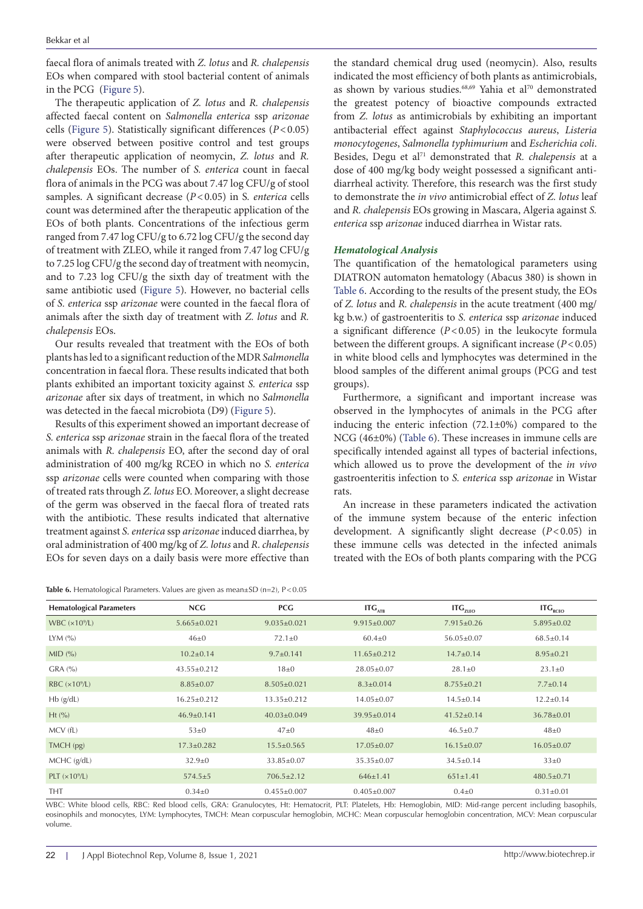faecal flora of animals treated with *Z. lotus* and *R. chalepensis* EOs when compared with stool bacterial content of animals in the PCG (Figure 5).

The therapeutic application of *Z. lotus* and *R. chalepensis* affected faecal content on *Salmonella enterica* ssp *arizonae* cells (Figure 5). Statistically significant differences ($P<0.05$) were observed between positive control and test groups after therapeutic application of neomycin, *Z. lotus* and *R. chalepensis* EOs. The number of *S. enterica* count in faecal flora of animals in the PCG was about 7.47 log CFU/g of stool samples. A significant decrease ($P<0.05$) in S. *enterica* cells count was determined after the therapeutic application of the EOs of both plants. Concentrations of the infectious germ ranged from 7.47 log CFU/g to 6.72 log CFU/g the second day of treatment with ZLEO, while it ranged from 7.47 log CFU/g to 7.25 log CFU/g the second day of treatment with neomycin, and to 7.23 log CFU/g the sixth day of treatment with the same antibiotic used (Figure 5). However, no bacterial cells of *S. enterica* ssp *arizonae* were counted in the faecal flora of animals after the sixth day of treatment with *Z. lotus* and *R. chalepensis* EOs.

Our results revealed that treatment with the EOs of both plants has led to a significant reduction of the MDR *Salmonella* concentration in faecal flora. These results indicated that both plants exhibited an important toxicity against *S. enterica* ssp *arizonae* after six days of treatment, in which no *Salmonella* was detected in the faecal microbiota (D9) (Figure 5).

Results of this experiment showed an important decrease of *S. enterica* ssp *arizonae* strain in the faecal flora of the treated animals with *R. chalepensis* EO, after the second day of oral administration of 400 mg/kg RCEO in which no *S. enterica* ssp *arizonae* cells were counted when comparing with those of treated rats through *Z. lotus* EO. Moreover, a slight decrease of the germ was observed in the faecal flora of treated rats with the antibiotic. These results indicated that alternative treatment against *S. enterica* ssp *arizonae* induced diarrhea, by oral administration of 400 mg/kg of *Z. lotus* and *R. chalepensis* EOs for seven days on a daily basis were more effective than the standard chemical drug used (neomycin). Also, results indicated the most efficiency of both plants as antimicrobials, as shown by various studies.[68,69] Yahia et al[70] demonstrated the greatest potency of bioactive compounds extracted from *Z. lotus* as antimicrobials by exhibiting an important antibacterial effect against *Staphylococcus aureus*, *Listeria monocytogenes*, *Salmonella typhimurium* and *Escherichia coli*. Besides, Degu et al[71] demonstrated that *R. chalepensis* at a dose of 400 mg/kg body weight possessed a significant anti-diarrheal activity. Therefore, this research was the first study to demonstrate the *in vivo* antimicrobial effect of *Z. lotus* leaf and *R. chalepensis* EOs growing in Mascara, Algeria against *S. enterica* ssp *arizonae* induced diarrhea in Wistar rats.

### *Hematological Analysis*

The quantification of the hematological parameters using DIATRON automaton hematology (Abacus 380) is shown in Table 6. According to the results of the present study, the EOs of *Z. lotus* and *R. chalepensis* in the acute treatment (400 mg/kg b.w.) of gastroenteritis to *S. enterica* ssp *arizonae* induced a significant difference ($P<0.05$) in the leukocyte formula between the different groups. A significant increase ($P<0.05$) in white blood cells and lymphocytes was determined in the blood samples of the different animal groups (PCG and test groups).

Furthermore, a significant and important increase was observed in the lymphocytes of animals in the PCG after inducing the enteric infection (72.1±0%) compared to the NCG (46±0%) (Table 6). These increases in immune cells are specifically intended against all types of bacterial infections, which allowed us to prove the development of the *in vivo* gastroenteritis infection to *S. enterica* ssp *arizonae* in Wistar rats.

An increase in these parameters indicated the activation of the immune system because of the enteric infection development. A significantly slight decrease ($P<0.05$) in these immune cells was detected in the infected animals treated with the EOs of both plants comparing with the PCG

**Table 6.** Hematological Parameters. Values are given as mean±SD (n=2), P<0.05

| Hematological Parameters | NCG | PCG | $ITG_{ATB}$ | $ITG_{ZLEO}$ | $ITG_{RCEO}$ |
|---|---|---|---|---|---|
| WBC ($\times10^9$/L) | 5.665±0.021 | 9.035±0.021 | 9.915±0.007 | 7.915±0.26 | 5.895±0.02 |
| LYM (%) | 46±0 | 72.1±0 | 60.4±0 | 56.05±0.07 | 68.5±0.14 |
| MID (%) | 10.2±0.14 | 9.7±0.141 | 11.65±0.212 | 14.7±0.14 | 8.95±0.21 |
| GRA (%) | 43.55±0.212 | 18±0 | 28.05±0.07 | 28.1±0 | 23.1±0 |
| RBC ($\times10^9$/L) | 8.85±0.07 | 8.505±0.021 | 8.3±0.014 | 8.755±0.21 | 7.7±0.14 |
| Hb (g/dL) | 16.25±0.212 | 13.35±0.212 | 14.05±0.07 | 14.5±0.14 | 12.2±0.14 |
| Ht (%) | 46.9±0.141 | 40.03±0.049 | 39.95±0.014 | 41.52±0.14 | 36.78±0.01 |
| MCV (fL) | 53±0 | 47±0 | 48±0 | 46.5±0.7 | 48±0 |
| TMCH (pg) | 17.3±0.282 | 15.5±0.565 | 17.05±0.07 | 16.15±0.07 | 16.05±0.07 |
| MCHC (g/dL) | 32.9±0 | 33.85±0.07 | 35.35±0.07 | 34.5±0.14 | 33±0 |
| PLT ($\times10^9$/L) | 574.5±5 | 706.5±2.12 | 646±1.41 | 651±1.41 | 480.5±0.71 |
| THT | 0.34±0 | 0.455±0.007 | 0.405±0.007 | 0.4±0 | 0.31±0.01 |

WBC: White blood cells, RBC: Red blood cells, GRA: Granulocytes, Ht: Hematocrit, PLT: Platelets, Hb: Hemoglobin, MID: Mid-range percent including basophils, eosinophils and monocytes, LYM: Lymphocytes, TMCH: Mean corpuscular hemoglobin, MCHC: Mean corpuscular hemoglobin concentration, MCV: Mean corpuscular volume.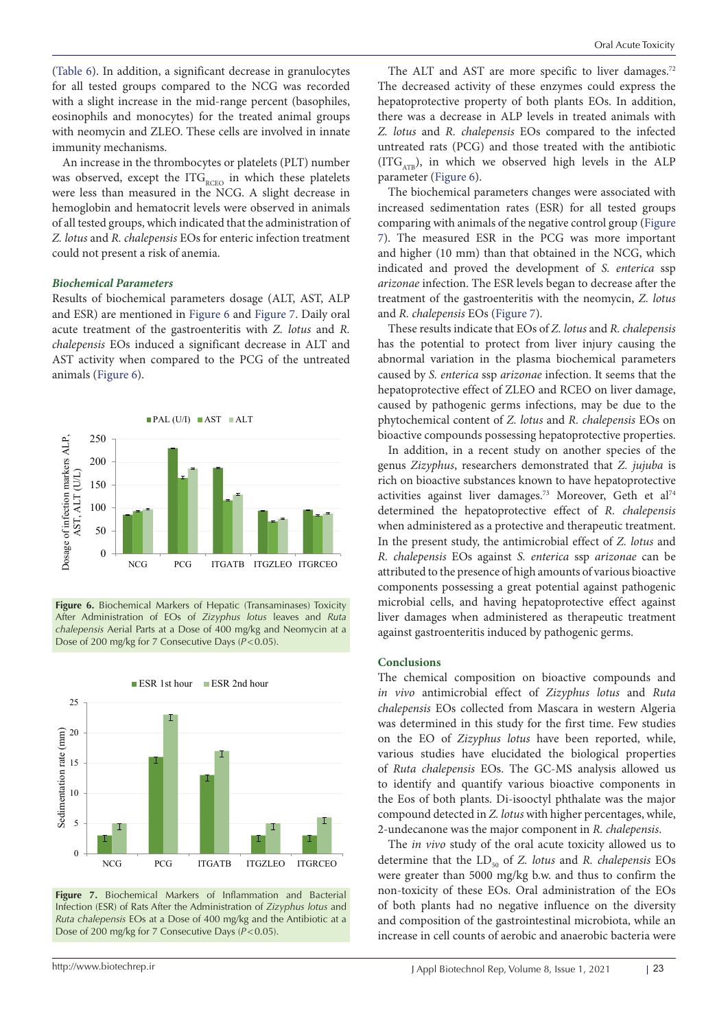(Table 6). In addition, a significant decrease in granulocytes for all tested groups compared to the NCG was recorded with a slight increase in the mid-range percent (basophiles, eosinophils and monocytes) for the treated animal groups with neomycin and ZLEO. These cells are involved in innate immunity mechanisms.

An increase in the thrombocytes or platelets (PLT) number was observed, except the $ITG_{RCEO}$ in which these platelets were less than measured in the NCG. A slight decrease in hemoglobin and hematocrit levels were observed in animals of all tested groups, which indicated that the administration of *Z. lotus* and *R. chalepensis* EOs for enteric infection treatment could not present a risk of anemia.

### *Biochemical Parameters*

Results of biochemical parameters dosage (ALT, AST, ALP and ESR) are mentioned in Figure 6 and Figure 7. Daily oral acute treatment of the gastroenteritis with *Z. lotus* and *R. chalepensis* EOs induced a significant decrease in ALT and AST activity when compared to the PCG of the untreated animals (Figure 6).

**Figure 6.** Biochemical Markers of Hepatic (Transaminases) Toxicity After Administration of EOs of *Zizyphus lotus* leaves and *Ruta chalepensis* Aerial Parts at a Dose of 400 mg/kg and Neomycin at a Dose of 200 mg/kg for 7 Consecutive Days ($P<0.05$).

**Figure 7.** Biochemical Markers of Inflammation and Bacterial Infection (ESR) of Rats After the Administration of *Zizyphus lotus* and *Ruta chalepensis* EOs at a Dose of 400 mg/kg and the Antibiotic at a Dose of 200 mg/kg for 7 Consecutive Days ($P<0.05$).

The ALT and AST are more specific to liver damages.[72] The decreased activity of these enzymes could express the hepatoprotective property of both plants EOs. In addition, there was a decrease in ALP levels in treated animals with *Z. lotus* and *R. chalepensis* EOs compared to the infected untreated rats (PCG) and those treated with the antibiotic ($ITG_{ATB}$), in which we observed high levels in the ALP parameter (Figure 6).

The biochemical parameters changes were associated with increased sedimentation rates (ESR) for all tested groups comparing with animals of the negative control group (Figure 7). The measured ESR in the PCG was more important and higher (10 mm) than that obtained in the NCG, which indicated and proved the development of *S. enterica* ssp *arizonae* infection. The ESR levels began to decrease after the treatment of the gastroenteritis with the neomycin, *Z. lotus* and *R. chalepensis* EOs (Figure 7).

These results indicate that EOs of *Z. lotus* and *R. chalepensis* has the potential to protect from liver injury causing the abnormal variation in the plasma biochemical parameters caused by *S. enterica* ssp *arizonae* infection. It seems that the hepatoprotective effect of ZLEO and RCEO on liver damage, caused by pathogenic germs infections, may be due to the phytochemical content of *Z. lotus* and *R. chalepensis* EOs on bioactive compounds possessing hepatoprotective properties.

In addition, in a recent study on another species of the genus *Zizyphus*, researchers demonstrated that *Z. jujuba* is rich on bioactive substances known to have hepatoprotective activities against liver damages.[73] Moreover, Geth et al[74] determined the hepatoprotective effect of *R. chalepensis* when administered as a protective and therapeutic treatment. In the present study, the antimicrobial effect of *Z. lotus* and *R. chalepensis* EOs against *S. enterica* ssp *arizonae* can be attributed to the presence of high amounts of various bioactive components possessing a great potential against pathogenic microbial cells, and having hepatoprotective effect against liver damages when administered as therapeutic treatment against gastroenteritis induced by pathogenic germs.

## Conclusions

The chemical composition on bioactive compounds and *in vivo* antimicrobial effect of *Zizyphus lotus* and *Ruta chalepensis* EOs collected from Mascara in western Algeria was determined in this study for the first time. Few studies on the EO of *Zizyphus lotus* have been reported, while, various studies have elucidated the biological properties of *Ruta chalepensis* EOs. The GC-MS analysis allowed us to identify and quantify various bioactive components in the Eos of both plants. Di-isooctyl phthalate was the major compound detected in *Z. lotus* with higher percentages, while, 2-undecanone was the major component in *R. chalepensis*.

The *in vivo* study of the oral acute toxicity allowed us to determine that the $LD_{50}$ of *Z. lotus* and *R. chalepensis* EOs were greater than 5000 mg/kg b.w. and thus to confirm the non-toxicity of these EOs. Oral administration of the EOs of both plants had no negative influence on the diversity and composition of the gastrointestinal microbiota, while an increase in cell counts of aerobic and anaerobic bacteria were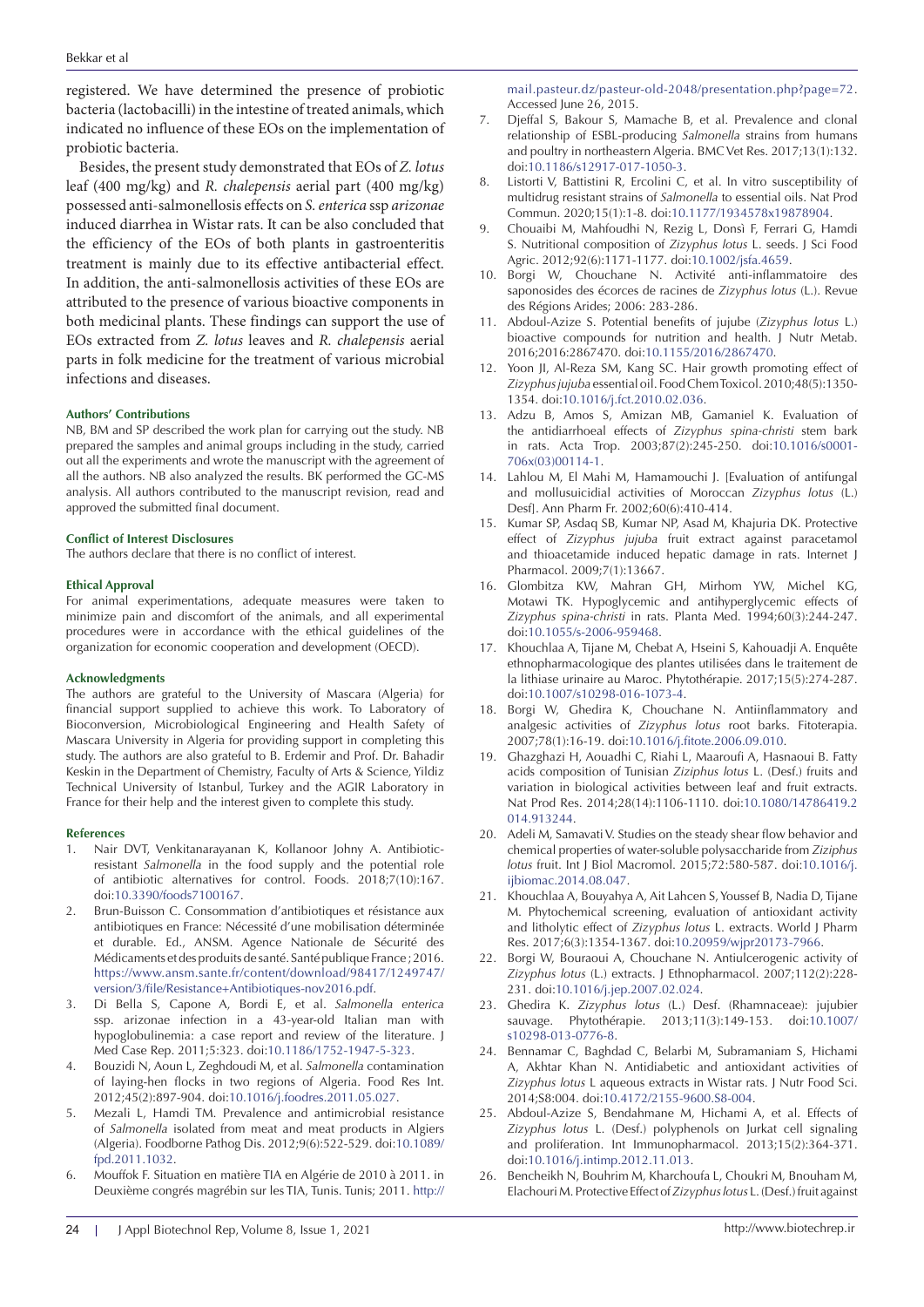registered. We have determined the presence of probiotic bacteria (lactobacilli) in the intestine of treated animals, which indicated no influence of these EOs on the implementation of probiotic bacteria.

Besides, the present study demonstrated that EOs of *Z. lotus* leaf (400 mg/kg) and *R. chalepensis* aerial part (400 mg/kg) possessed anti-salmonellosis effects on *S. enterica* ssp *arizonae* induced diarrhea in Wistar rats. It can be also concluded that the efficiency of the EOs of both plants in gastroenteritis treatment is mainly due to its effective antibacterial effect. In addition, the anti-salmonellosis activities of these EOs are attributed to the presence of various bioactive components in both medicinal plants. These findings can support the use of EOs extracted from *Z. lotus* leaves and *R. chalepensis* aerial parts in folk medicine for the treatment of various microbial infections and diseases.

#### Authors' Contributions

NB, BM and SP described the work plan for carrying out the study. NB prepared the samples and animal groups including in the study, carried out all the experiments and wrote the manuscript with the agreement of all the authors. NB also analyzed the results. BK performed the GC-MS analysis. All authors contributed to the manuscript revision, read and approved the submitted final document.

#### Conflict of Interest Disclosures

The authors declare that there is no conflict of interest.

#### Ethical Approval

For animal experimentations, adequate measures were taken to minimize pain and discomfort of the animals, and all experimental procedures were in accordance with the ethical guidelines of the organization for economic cooperation and development (OECD).

#### Acknowledgments

The authors are grateful to the University of Mascara (Algeria) for financial support supplied to achieve this work. To Laboratory of Bioconversion, Microbiological Engineering and Health Safety of Mascara University in Algeria for providing support in completing this study. The authors are also grateful to B. Erdemir and Prof. Dr. Bahadir Keskin in the Department of Chemistry, Faculty of Arts & Science, Yildiz Technical University of Istanbul, Turkey and the AGIR Laboratory in France for their help and the interest given to complete this study.

#### References

1. Nair DVT, Venkitanarayanan K, Kollanoor Johny A. Antibiotic-resistant *Salmonella* in the food supply and the potential role of antibiotic alternatives for control. Foods. 2018;7(10):167. doi:10.3390/foods7100167.
2. Brun-Buisson C. Consommation d'antibiotiques et résistance aux antibiotiques en France: Nécessité d'une mobilisation déterminée et durable. Ed., ANSM. Agence Nationale de Sécurité des Médicaments et des produits de santé. Santé publique France ; 2016. https://www.ansm.sante.fr/content/download/98417/1249747/version/3/file/Resistance+Antibiotiques-nov2016.pdf.
3. Di Bella S, Capone A, Bordi E, et al. *Salmonella enterica* ssp. arizonae infection in a 43-year-old Italian man with hypoglobulinemia: a case report and review of the literature. J Med Case Rep. 2011;5:323. doi:10.1186/1752-1947-5-323.
4. Bouzidi N, Aoun L, Zeghdoudi M, et al. *Salmonella* contamination of laying-hen flocks in two regions of Algeria. Food Res Int. 2012;45(2):897-904. doi:10.1016/j.foodres.2011.05.027.
5. Mezali L, Hamdi TM. Prevalence and antimicrobial resistance of *Salmonella* isolated from meat and meat products in Algiers (Algeria). Foodborne Pathog Dis. 2012;9(6):522-529. doi:10.1089/fpd.2011.1032.
6. Mouffok F. Situation en matière TIA en Algérie de 2010 à 2011. in Deuxième congrés magrébin sur les TIA, Tunis. Tunis; 2011. http://mail.pasteur.dz/pasteur-old-2048/presentation.php?page=72. Accessed June 26, 2015.
7. Djeffal S, Bakour S, Mamache B, et al. Prevalence and clonal relationship of ESBL-producing *Salmonella* strains from humans and poultry in northeastern Algeria. BMC Vet Res. 2017;13(1):132. doi:10.1186/s12917-017-1050-3.
8. Listorti V, Battistini R, Ercolini C, et al. In vitro susceptibility of multidrug resistant strains of *Salmonella* to essential oils. Nat Prod Commun. 2020;15(1):1-8. doi:10.1177/1934578x19878904.
9. Chouaibi M, Mahfoudhi N, Rezig L, Donsì F, Ferrari G, Hamdi S. Nutritional composition of *Zizyphus lotus* L. seeds. J Sci Food Agric. 2012;92(6):1171-1177. doi:10.1002/jsfa.4659.
10. Borgi W, Chouchane N. Activité anti-inflammatoire des saponosides des écorces de racines de *Zizyphus lotus* (L.). Revue des Régions Arides; 2006: 283-286.
11. Abdoul-Azize S. Potential benefits of jujube (*Zizyphus lotus* L.) bioactive compounds for nutrition and health. J Nutr Metab. 2016;2016:2867470. doi:10.1155/2016/2867470.
12. Yoon JI, Al-Reza SM, Kang SC. Hair growth promoting effect of *Zizyphus jujuba* essential oil. Food Chem Toxicol. 2010;48(5):1350-1354. doi:10.1016/j.fct.2010.02.036.
13. Adzu B, Amos S, Amizan MB, Gamaniel K. Evaluation of the antidiarrhoeal effects of *Zizyphus spina-christi* stem bark in rats. Acta Trop. 2003;87(2):245-250. doi:10.1016/s0001-706x(03)00114-1.
14. Lahlou M, El Mahi M, Hamamouchi J. [Evaluation of antifungal and mollusuicidial activities of Moroccan *Zizyphus lotus* (L.) Desf]. Ann Pharm Fr. 2002;60(6):410-414.
15. Kumar SP, Asdaq SB, Kumar NP, Asad M, Khajuria DK. Protective effect of *Zizyphus jujuba* fruit extract against paracetamol and thioacetamide induced hepatic damage in rats. Internet J Pharmacol. 2009;7(1):13667.
16. Glombitza KW, Mahran GH, Mirhom YW, Michel KG, Motawi TK. Hypoglycemic and antihyperglycemic effects of *Zizyphus spina-christi* in rats. Planta Med. 1994;60(3):244-247. doi:10.1055/s-2006-959468.
17. Khouchlaa A, Tijane M, Chebat A, Hseini S, Kahouadji A. Enquête ethnopharmacologique des plantes utilisées dans le traitement de la lithiase urinaire au Maroc. Phytothérapie. 2017;15(5):274-287. doi:10.1007/s10298-016-1073-4.
18. Borgi W, Ghedira K, Chouchane N. Antiinflammatory and analgesic activities of *Zizyphus lotus* root barks. Fitoterapia. 2007;78(1):16-19. doi:10.1016/j.fitote.2006.09.010.
19. Ghazghazi H, Aouadhi C, Riahi L, Maaroufi A, Hasnaoui B. Fatty acids composition of Tunisian *Ziziphus lotus* L. (Desf.) fruits and variation in biological activities between leaf and fruit extracts. Nat Prod Res. 2014;28(14):1106-1110. doi:10.1080/14786419.2014.913244.
20. Adeli M, Samavati V. Studies on the steady shear flow behavior and chemical properties of water-soluble polysaccharide from *Ziziphus lotus* fruit. Int J Biol Macromol. 2015;72:580-587. doi:10.1016/j.ijbiomac.2014.08.047.
21. Khouchlaa A, Bouyahya A, Ait Lahcen S, Youssef B, Nadia D, Tijane M. Phytochemical screening, evaluation of antioxidant activity and litholytic effect of *Zizyphus lotus* L. extracts. World J Pharm Res. 2017;6(3):1354-1367. doi:10.20959/wjpr20173-7966.
22. Borgi W, Bouraoui A, Chouchane N. Antiulcerogenic activity of *Zizyphus lotus* (L.) extracts. J Ethnopharmacol. 2007;112(2):228-231. doi:10.1016/j.jep.2007.02.024.
23. Ghedira K. *Zizyphus lotus* (L.) Desf. (Rhamnaceae): jujubier sauvage. Phytothérapie. 2013;11(3):149-153. doi:10.1007/s10298-013-0776-8.
24. Bennamar C, Baghdad C, Belarbi M, Subramaniam S, Hichami A, Akhtar Khan N. Antidiabetic and antioxidant activities of *Zizyphus lotus* L aqueous extracts in Wistar rats. J Nutr Food Sci. 2014;S8:004. doi:10.4172/2155-9600.S8-004.
25. Abdoul-Azize S, Bendahmane M, Hichami A, et al. Effects of *Zizyphus lotus* L. (Desf.) polyphenols on Jurkat cell signaling and proliferation. Int Immunopharmacol. 2013;15(2):364-371. doi:10.1016/j.intimp.2012.11.013.
26. Bencheikh N, Bouhrim M, Kharchoufa L, Choukri M, Bnouham M, Elachouri M. Protective Effect of *Zizyphus lotus* L. (Desf.) fruit against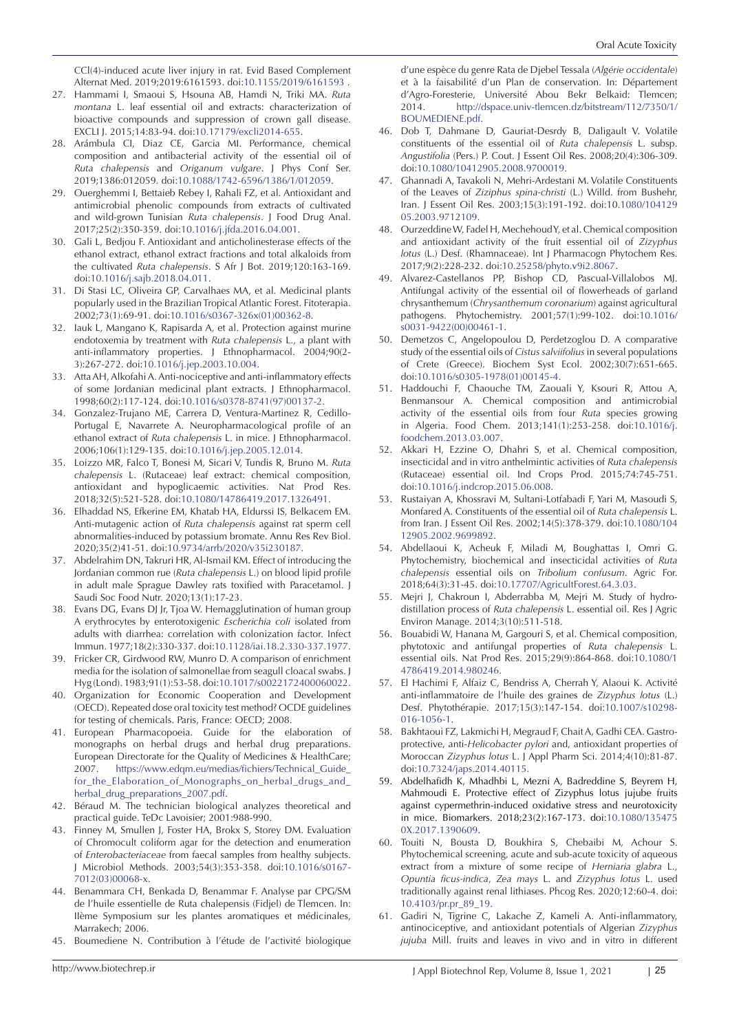CCl(4)-induced acute liver injury in rat. Evid Based Complement Alternat Med. 2019;2019:6161593. doi:10.1155/2019/6161593 .

27. Hammami I, Smaoui S, Hsouna AB, Hamdi N, Triki MA. *Ruta montana* L. leaf essential oil and extracts: characterization of bioactive compounds and suppression of crown gall disease. EXCLI J. 2015;14:83-94. doi:10.17179/excli2014-655.
28. Arámbula CI, Diaz CE, Garcia MI. Performance, chemical composition and antibacterial activity of the essential oil of *Ruta chalepensis* and *Origanum vulgare*. J Phys Conf Ser. 2019;1386:012059. doi:10.1088/1742-6596/1386/1/012059.
29. Ouerghemmi I, Bettaieb Rebey I, Rahali FZ, et al. Antioxidant and antimicrobial phenolic compounds from extracts of cultivated and wild-grown Tunisian *Ruta chalepensis*. J Food Drug Anal. 2017;25(2):350-359. doi:10.1016/j.jfda.2016.04.001.
30. Gali L, Bedjou F. Antioxidant and anticholinesterase effects of the ethanol extract, ethanol extract fractions and total alkaloids from the cultivated *Ruta chalepensis*. S Afr J Bot. 2019;120:163-169. doi:10.1016/j.sajb.2018.04.011.
31. Di Stasi LC, Oliveira GP, Carvalhaes MA, et al. Medicinal plants popularly used in the Brazilian Tropical Atlantic Forest. Fitoterapia. 2002;73(1):69-91. doi:10.1016/s0367-326x(01)00362-8.
32. Iauk L, Mangano K, Rapisarda A, et al. Protection against murine endotoxemia by treatment with *Ruta chalepensis* L., a plant with anti-inflammatory properties. J Ethnopharmacol. 2004;90(2-3):267-272. doi:10.1016/j.jep.2003.10.004.
33. Atta AH, Alkofahi A. Anti-nociceptive and anti-inflammatory effects of some Jordanian medicinal plant extracts. J Ethnopharmacol. 1998;60(2):117-124. doi:10.1016/s0378-8741(97)00137-2.
34. Gonzalez-Trujano ME, Carrera D, Ventura-Martinez R, Cedillo-Portugal E, Navarrete A. Neuropharmacological profile of an ethanol extract of *Ruta chalepensis* L. in mice. J Ethnopharmacol. 2006;106(1):129-135. doi:10.1016/j.jep.2005.12.014.
35. Loizzo MR, Falco T, Bonesi M, Sicari V, Tundis R, Bruno M. *Ruta chalepensis* L. (Rutaceae) leaf extract: chemical composition, antioxidant and hypoglicaemic activities. Nat Prod Res. 2018;32(5):521-528. doi:10.1080/14786419.2017.1326491.
36. Elhaddad NS, Efkerine EM, Khatab HA, Eldurssi IS, Belkacem EM. Anti-mutagenic action of *Ruta chalepensis* against rat sperm cell abnormalities-induced by potassium bromate. Annu Res Rev Biol. 2020;35(2)41-51. doi:10.9734/arrb/2020/v35i230187.
37. Abdelrahim DN, Takruri HR, Al-Ismail KM. Effect of introducing the Jordanian common rue (*Ruta chalepensis* L.) on blood lipid profile in adult male Sprague Dawley rats toxified with Paracetamol. J Saudi Soc Food Nutr. 2020;13(1):17-23.
38. Evans DG, Evans DJ Jr, Tjoa W. Hemagglutination of human group A erythrocytes by enterotoxigenic *Escherichia coli* isolated from adults with diarrhea: correlation with colonization factor. Infect Immun. 1977;18(2):330-337. doi:10.1128/iai.18.2.330-337.1977.
39. Fricker CR, Girdwood RW, Munro D. A comparison of enrichment media for the isolation of salmonellae from seagull cloacal swabs. J Hyg (Lond). 1983;91(1):53-58. doi:10.1017/s0022172400060022.
40. Organization for Economic Cooperation and Development (OECD). Repeated dose oral toxicity test method? OCDE guidelines for testing of chemicals. Paris, France: OECD; 2008.
41. European Pharmacopoeia. Guide for the elaboration of monographs on herbal drugs and herbal drug preparations. European Directorate for the Quality of Medicines & HealthCare; 2007. https://www.edqm.eu/medias/fichiers/Technical_Guide_for_the_Elaboration_of_Monographs_on_herbal_drugs_and_herbal_drug_preparations_2007.pdf.
42. Béraud M. The technician biological analyzes theoretical and practical guide. TeDc Lavoisier; 2001:988-990.
43. Finney M, Smullen J, Foster HA, Brokx S, Storey DM. Evaluation of Chromocult coliform agar for the detection and enumeration of *Enterobacteriaceae* from faecal samples from healthy subjects. J Microbiol Methods. 2003;54(3):353-358. doi:10.1016/s0167-7012(03)00068-x.
44. Benammara CH, Benkada D, Benammar F. Analyse par CPG/SM de l'huile essentielle de Ruta chalepensis (Fidjel) de Tlemcen. In: IIème Symposium sur les plantes aromatiques et médicinales, Marrakech; 2006.
45. Boumediene N. Contribution à l'étude de l'activité biologique d'une espèce du genre Rata de Djebel Tessala (*Algérie occidentale*) et à la faisabilité d'un Plan de conservation. In: Département d'Agro-Foresterie, Université Abou Bekr Belkaid: Tlemcen; 2014. http://dspace.univ-tlemcen.dz/bitstream/112/7350/1/BOUMEDIENE.pdf.
46. Dob T, Dahmane D, Gauriat-Desrdy B, Daligault V. Volatile constituents of the essential oil of *Ruta chalepensis* L. subsp. *Angustifolia* (Pers.) P. Cout. J Essent Oil Res. 2008;20(4):306-309. doi:10.1080/10412905.2008.9700019.
47. Ghannadi A, Tavakoli N, Mehri-Ardestani M. Volatile Constituents of the Leaves of *Ziziphus spina-christi* (L.) Willd. from Bushehr, Iran. J Essent Oil Res. 2003;15(3):191-192. doi:10.1080/10412905.2003.9712109.
48. Ourzeddine W, Fadel H, Mechehoud Y, et al. Chemical composition and antioxidant activity of the fruit essential oil of *Zizyphus lotus* (L.) Desf. (Rhamnaceae). Int J Pharmacogn Phytochem Res. 2017;9(2):228-232. doi:10.25258/phyto.v9i2.8067.
49. Alvarez-Castellanos PP, Bishop CD, Pascual-Villalobos MJ. Antifungal activity of the essential oil of flowerheads of garland chrysanthemum (*Chrysanthemum coronarium*) against agricultural pathogens. Phytochemistry. 2001;57(1):99-102. doi:10.1016/s0031-9422(00)00461-1.
50. Demetzos C, Angelopoulou D, Perdetzoglou D. A comparative study of the essential oils of *Cistus salviifolius* in several populations of Crete (Greece). Biochem Syst Ecol. 2002;30(7):651-665. doi:10.1016/s0305-1978(01)00145-4.
51. Haddouchi F, Chaouche TM, Zaouali Y, Ksouri R, Attou A, Benmansour A. Chemical composition and antimicrobial activity of the essential oils from four *Ruta* species growing in Algeria. Food Chem. 2013;141(1):253-258. doi:10.1016/j.foodchem.2013.03.007.
52. Akkari H, Ezzine O, Dhahri S, et al. Chemical composition, insecticidal and in vitro anthelmintic activities of *Ruta chalepensis* (Rutaceae) essential oil. Ind Crops Prod. 2015;74:745-751. doi:10.1016/j.indcrop.2015.06.008.
53. Rustaiyan A, Khossravi M, Sultani-Lotfabadi F, Yari M, Masoudi S, Monfared A. Constituents of the essential oil of *Ruta chalepensis* L. from Iran. J Essent Oil Res. 2002;14(5):378-379. doi:10.1080/10412905.2002.9699892.
54. Abdellaoui K, Acheuk F, Miladi M, Boughattas I, Omri G. Phytochemistry, biochemical and insecticidal activities of *Ruta chalepensis* essential oils on *Tribolium confusum*. Agric For. 2018;64(3):31-45. doi:10.17707/AgricultForest.64.3.03.
55. Mejri J, Chakroun I, Abderrabba M, Mejri M. Study of hydrodistillation process of *Ruta chalepensis* L. essential oil. Res J Agric Environ Manage. 2014;3(10):511-518.
56. Bouabidi W, Hanana M, Gargouri S, et al. Chemical composition, phytotoxic and antifungal properties of *Ruta chalepensis* L. essential oils. Nat Prod Res. 2015;29(9):864-868. doi:10.1080/14786419.2014.980246.
57. El Hachimi F, Alfaiz C, Bendriss A, Cherrah Y, Alaoui K. Activité anti-inflammatoire de l'huile des graines de *Zizyphus lotus* (L.) Desf. Phytothérapie. 2017;15(3):147-154. doi:10.1007/s10298-016-1056-1.
58. Bakhtaoui FZ, Lakmichi H, Megraud F, Chait A, Gadhi CEA. Gastro-protective, anti-*Helicobacter pylori* and, antioxidant properties of Moroccan *Zizyphus lotus* L. J Appl Pharm Sci. 2014;4(10):81-87. doi:10.7324/japs.2014.40115.
59. Abdelhafidh K, Mhadhbi L, Mezni A, Badreddine S, Beyrem H, Mahmoudi E. Protective effect of Zizyphus lotus jujube fruits against cypermethrin-induced oxidative stress and neurotoxicity in mice. Biomarkers. 2018;23(2):167-173. doi:10.1080/1354750X.2017.1390609.
60. Touiti N, Bousta D, Boukhira S, Chebaibi M, Achour S. Phytochemical screening, acute and sub-acute toxicity of aqueous extract from a mixture of some recipe of *Herniaria glabra* L., *Opuntia ficus-indica*, *Zea mays* L. and *Zizyphus lotus* L. used traditionally against renal lithiases. Phcog Res. 2020;12:60-4. doi:10.4103/pr.pr_89_19.
61. Gadiri N, Tigrine C, Lakache Z, Kameli A. Anti-inflammatory, antinociceptive, and antioxidant potentials of Algerian *Zizyphus jujuba* Mill. fruits and leaves in vivo and in vitro in different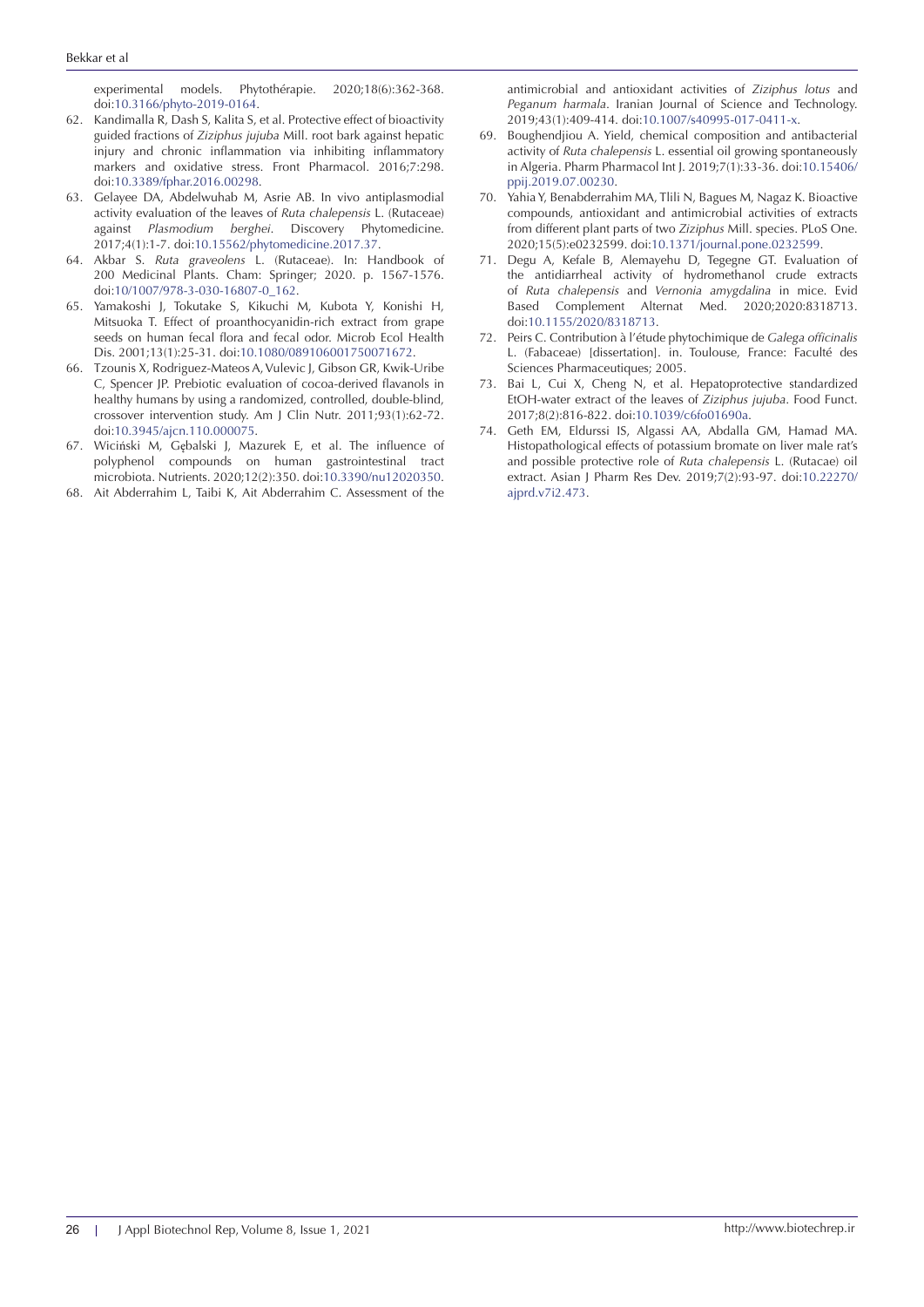experimental models. Phytothérapie. 2020;18(6):362-368. doi:10.3166/phyto-2019-0164.

62. Kandimalla R, Dash S, Kalita S, et al. Protective effect of bioactivity guided fractions of *Ziziphus jujuba* Mill. root bark against hepatic injury and chronic inflammation via inhibiting inflammatory markers and oxidative stress. Front Pharmacol. 2016;7:298. doi:10.3389/fphar.2016.00298.
63. Gelayee DA, Abdelwuhab M, Asrie AB. In vivo antiplasmodial activity evaluation of the leaves of *Ruta chalepensis* L. (Rutaceae) against *Plasmodium berghei*. Discovery Phytomedicine. 2017;4(1):1-7. doi:10.15562/phytomedicine.2017.37.
64. Akbar S. *Ruta graveolens* L. (Rutaceae). In: Handbook of 200 Medicinal Plants. Cham: Springer; 2020. p. 1567-1576. doi:10/1007/978-3-030-16807-0_162.
65. Yamakoshi J, Tokutake S, Kikuchi M, Kubota Y, Konishi H, Mitsuoka T. Effect of proanthocyanidin-rich extract from grape seeds on human fecal flora and fecal odor. Microb Ecol Health Dis. 2001;13(1):25-31. doi:10.1080/089106001750071672.
66. Tzounis X, Rodriguez-Mateos A, Vulevic J, Gibson GR, Kwik-Uribe C, Spencer JP. Prebiotic evaluation of cocoa-derived flavanols in healthy humans by using a randomized, controlled, double-blind, crossover intervention study. Am J Clin Nutr. 2011;93(1):62-72. doi:10.3945/ajcn.110.000075.
67. Wiciński M, Gębalski J, Mazurek E, et al. The influence of polyphenol compounds on human gastrointestinal tract microbiota. Nutrients. 2020;12(2):350. doi:10.3390/nu12020350.
68. Ait Abderrahim L, Taibi K, Ait Abderrahim C. Assessment of the antimicrobial and antioxidant activities of *Ziziphus lotus* and *Peganum harmala*. Iranian Journal of Science and Technology. 2019;43(1):409-414. doi:10.1007/s40995-017-0411-x.
69. Boughendjiou A. Yield, chemical composition and antibacterial activity of *Ruta chalepensis* L. essential oil growing spontaneously in Algeria. Pharm Pharmacol Int J. 2019;7(1):33-36. doi:10.15406/ppij.2019.07.00230.
70. Yahia Y, Benabderrahim MA, Tlili N, Bagues M, Nagaz K. Bioactive compounds, antioxidant and antimicrobial activities of extracts from different plant parts of two *Ziziphus* Mill. species. PLoS One. 2020;15(5):e0232599. doi:10.1371/journal.pone.0232599.
71. Degu A, Kefale B, Alemayehu D, Tegegne GT. Evaluation of the antidiarrheal activity of hydromethanol crude extracts of *Ruta chalepensis* and *Vernonia amygdalina* in mice. Evid Based Complement Alternat Med. 2020;2020:8318713. doi:10.1155/2020/8318713.
72. Peirs C. Contribution à l'étude phytochimique de *Galega officinalis* L. (Fabaceae) [dissertation]. in. Toulouse, France: Faculté des Sciences Pharmaceutiques; 2005.
73. Bai L, Cui X, Cheng N, et al. Hepatoprotective standardized EtOH-water extract of the leaves of *Ziziphus jujuba*. Food Funct. 2017;8(2):816-822. doi:10.1039/c6fo01690a.
74. Geth EM, Eldurssi IS, Algassi AA, Abdalla GM, Hamad MA. Histopathological effects of potassium bromate on liver male rat's and possible protective role of *Ruta chalepensis* L. (Rutacae) oil extract. Asian J Pharm Res Dev. 2019;7(2):93-97. doi:10.22270/ajprd.v7i2.473.